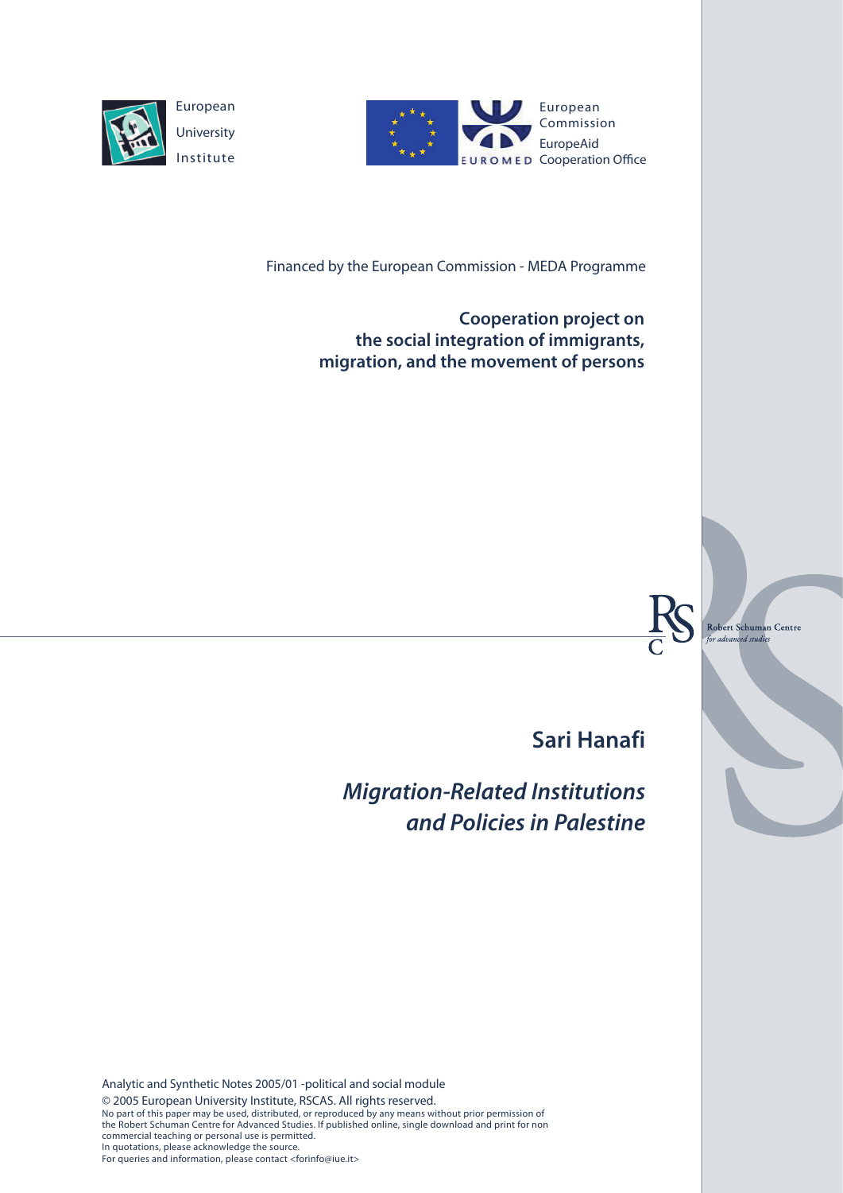European University Institute

European Commission
EuropeAid Cooperation Office

EUROMED

Financed by the European Commission - MEDA Programme

**Cooperation project on the social integration of immigrants, migration, and the movement of persons**

Robert Schuman Centre for advanced studies

## Sari Hanafi

# *Migration-Related Institutions and Policies in Palestine*

Analytic and Synthetic Notes 2005/01 -political and social module

© 2005 European University Institute, RSCAS. All rights reserved.
No part of this paper may be used, distributed, or reproduced by any means without prior permission of the Robert Schuman Centre for Advanced Studies. If published online, single download and print for non commercial teaching or personal use is permitted.
In quotations, please acknowledge the source.
For queries and information, please contact <forinfo@iue.it>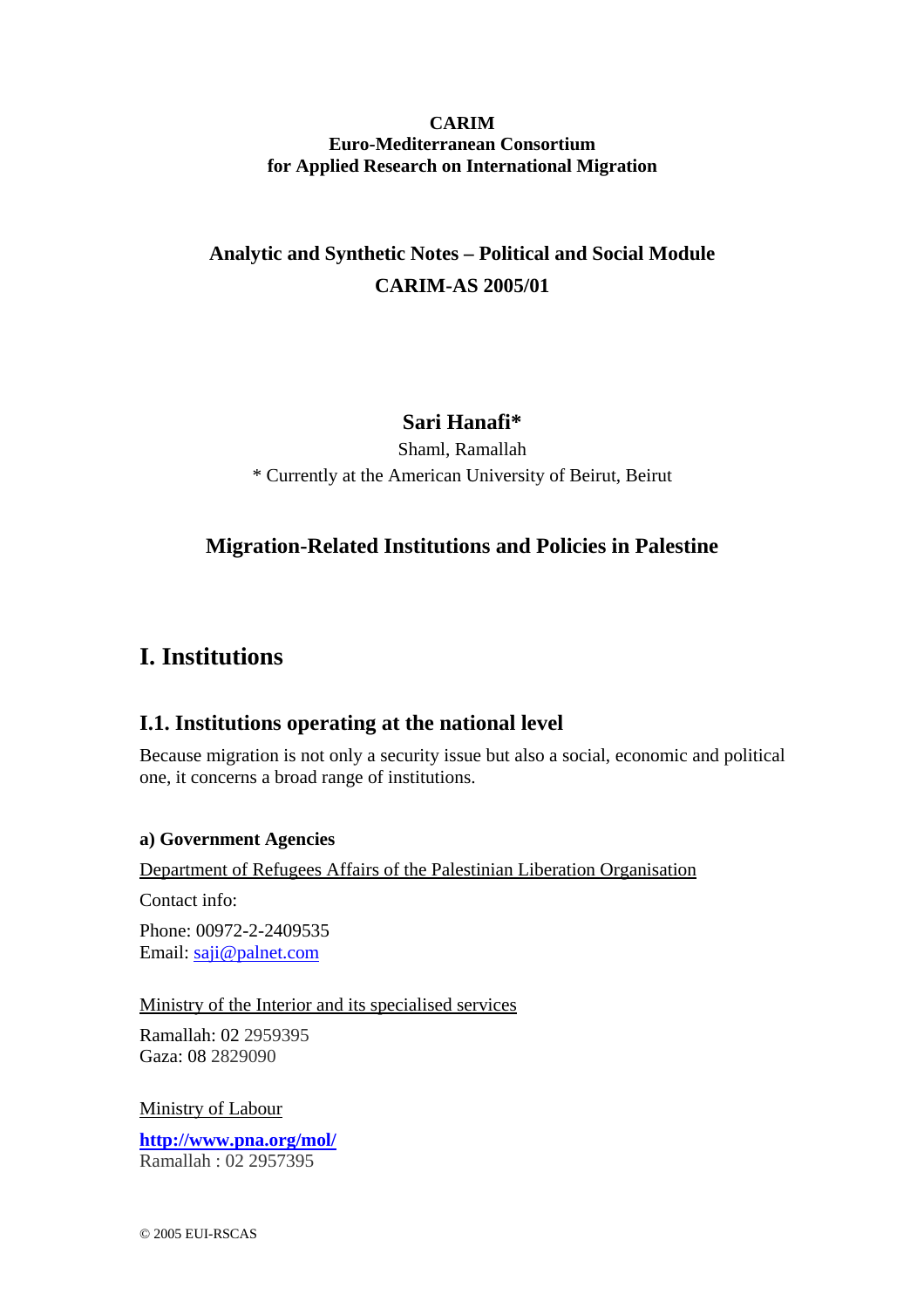**CARIM**
**Euro-Mediterranean Consortium**
**for Applied Research on International Migration**

**Analytic and Synthetic Notes – Political and Social Module**
**CARIM-AS 2005/01**

**Sari Hanafi***
Shaml, Ramallah
* Currently at the American University of Beirut, Beirut

## Migration-Related Institutions and Policies in Palestine

# I. Institutions

## I.1. Institutions operating at the national level

Because migration is not only a security issue but also a social, economic and political one, it concerns a broad range of institutions.

### a) Government Agencies

Department of Refugees Affairs of the Palestinian Liberation Organisation

Contact info:

Phone: 00972-2-2409535
Email: saji@palnet.com

Ministry of the Interior and its specialised services

Ramallah: 02 2959395
Gaza: 08 2829090

Ministry of Labour

**http://www.pna.org/mol/**
Ramallah : 02 2957395

© 2005 EUI-RSCAS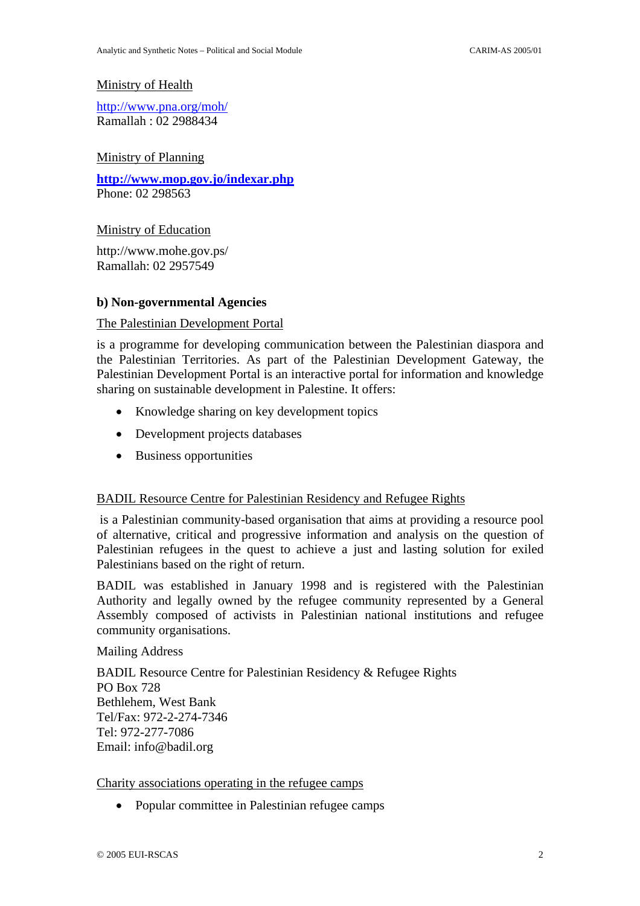<u>Ministry of Health</u>

http://www.pna.org/moh/
Ramallah : 02 2988434

<u>Ministry of Planning</u>

**http://www.mop.gov.jo/indexar.php**
Phone: 02 298563

<u>Ministry of Education</u>

http://www.mohe.gov.ps/
Ramallah: 02 2957549

**b) Non-governmental Agencies**

<u>The Palestinian Development Portal</u>

is a programme for developing communication between the Palestinian diaspora and the Palestinian Territories. As part of the Palestinian Development Gateway, the Palestinian Development Portal is an interactive portal for information and knowledge sharing on sustainable development in Palestine. It offers:

- Knowledge sharing on key development topics
- Development projects databases
- Business opportunities

<u>BADIL Resource Centre for Palestinian Residency and Refugee Rights</u>

is a Palestinian community-based organisation that aims at providing a resource pool of alternative, critical and progressive information and analysis on the question of Palestinian refugees in the quest to achieve a just and lasting solution for exiled Palestinians based on the right of return.

BADIL was established in January 1998 and is registered with the Palestinian Authority and legally owned by the refugee community represented by a General Assembly composed of activists in Palestinian national institutions and refugee community organisations.

Mailing Address

BADIL Resource Centre for Palestinian Residency & Refugee Rights
PO Box 728
Bethlehem, West Bank
Tel/Fax: 972-2-274-7346
Tel: 972-277-7086
Email: info@badil.org

<u>Charity associations operating in the refugee camps</u>

- Popular committee in Palestinian refugee camps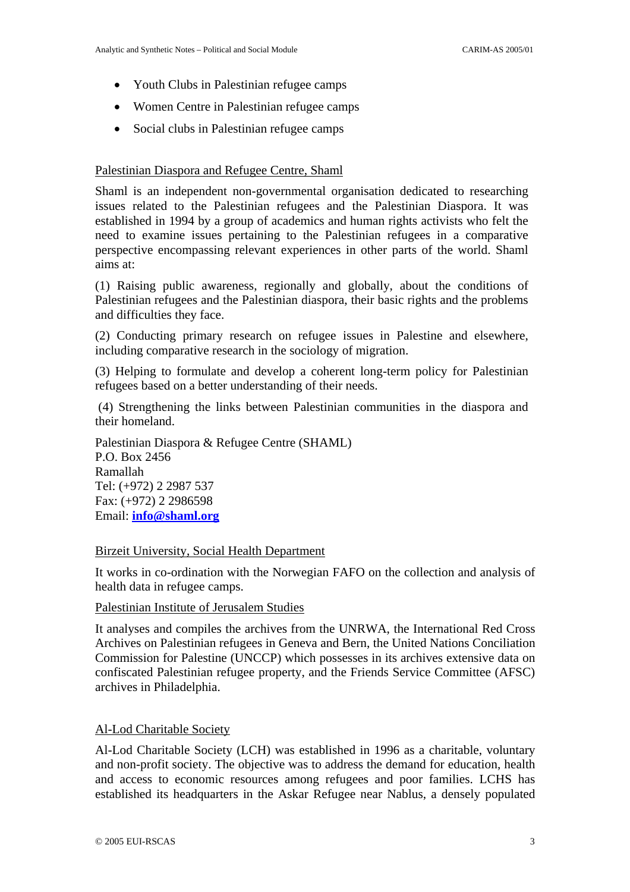- Youth Clubs in Palestinian refugee camps
- Women Centre in Palestinian refugee camps
- Social clubs in Palestinian refugee camps

Palestinian Diaspora and Refugee Centre, Shaml

Shaml is an independent non-governmental organisation dedicated to researching issues related to the Palestinian refugees and the Palestinian Diaspora. It was established in 1994 by a group of academics and human rights activists who felt the need to examine issues pertaining to the Palestinian refugees in a comparative perspective encompassing relevant experiences in other parts of the world. Shaml aims at:

(1) Raising public awareness, regionally and globally, about the conditions of Palestinian refugees and the Palestinian diaspora, their basic rights and the problems and difficulties they face.

(2) Conducting primary research on refugee issues in Palestine and elsewhere, including comparative research in the sociology of migration.

(3) Helping to formulate and develop a coherent long-term policy for Palestinian refugees based on a better understanding of their needs.

(4) Strengthening the links between Palestinian communities in the diaspora and their homeland.

Palestinian Diaspora & Refugee Centre (SHAML)
P.O. Box 2456
Ramallah
Tel: (+972) 2 2987 537
Fax: (+972) 2 2986598
Email: **info@shaml.org**

Birzeit University, Social Health Department

It works in co-ordination with the Norwegian FAFO on the collection and analysis of health data in refugee camps.

Palestinian Institute of Jerusalem Studies

It analyses and compiles the archives from the UNRWA, the International Red Cross Archives on Palestinian refugees in Geneva and Bern, the United Nations Conciliation Commission for Palestine (UNCCP) which possesses in its archives extensive data on confiscated Palestinian refugee property, and the Friends Service Committee (AFSC) archives in Philadelphia.

Al-Lod Charitable Society

Al-Lod Charitable Society (LCH) was established in 1996 as a charitable, voluntary and non-profit society. The objective was to address the demand for education, health and access to economic resources among refugees and poor families. LCHS has established its headquarters in the Askar Refugee near Nablus, a densely populated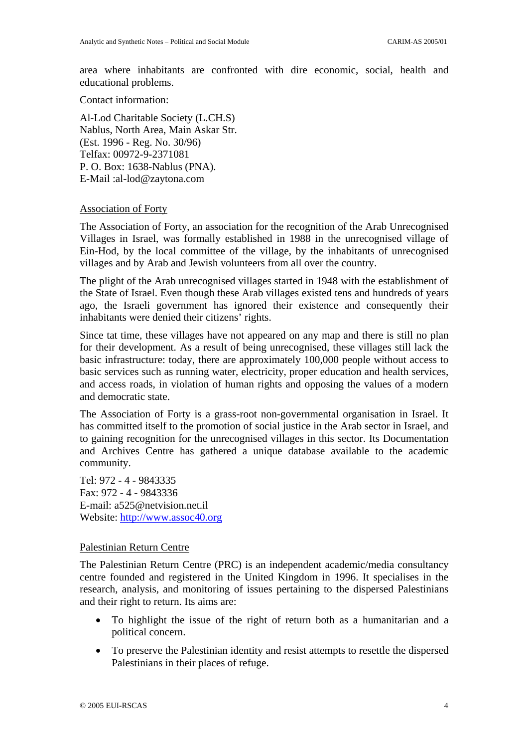area where inhabitants are confronted with dire economic, social, health and educational problems.

Contact information:

Al-Lod Charitable Society (L.CH.S)
Nablus, North Area, Main Askar Str.
(Est. 1996 - Reg. No. 30/96)
Telfax: 00972-9-2371081
P. O. Box: 1638-Nablus (PNA).
E-Mail :al-lod@zaytona.com

Association of Forty

The Association of Forty, an association for the recognition of the Arab Unrecognised Villages in Israel, was formally established in 1988 in the unrecognised village of Ein-Hod, by the local committee of the village, by the inhabitants of unrecognised villages and by Arab and Jewish volunteers from all over the country.

The plight of the Arab unrecognised villages started in 1948 with the establishment of the State of Israel. Even though these Arab villages existed tens and hundreds of years ago, the Israeli government has ignored their existence and consequently their inhabitants were denied their citizens' rights.

Since tat time, these villages have not appeared on any map and there is still no plan for their development. As a result of being unrecognised, these villages still lack the basic infrastructure: today, there are approximately 100,000 people without access to basic services such as running water, electricity, proper education and health services, and access roads, in violation of human rights and opposing the values of a modern and democratic state.

The Association of Forty is a grass-root non-governmental organisation in Israel. It has committed itself to the promotion of social justice in the Arab sector in Israel, and to gaining recognition for the unrecognised villages in this sector. Its Documentation and Archives Centre has gathered a unique database available to the academic community.

Tel: 972 - 4 - 9843335
Fax: 972 - 4 - 9843336
E-mail: a525@netvision.net.il
Website: http://www.assoc40.org

Palestinian Return Centre

The Palestinian Return Centre (PRC) is an independent academic/media consultancy centre founded and registered in the United Kingdom in 1996. It specialises in the research, analysis, and monitoring of issues pertaining to the dispersed Palestinians and their right to return. Its aims are:

- To highlight the issue of the right of return both as a humanitarian and a political concern.
- To preserve the Palestinian identity and resist attempts to resettle the dispersed Palestinians in their places of refuge.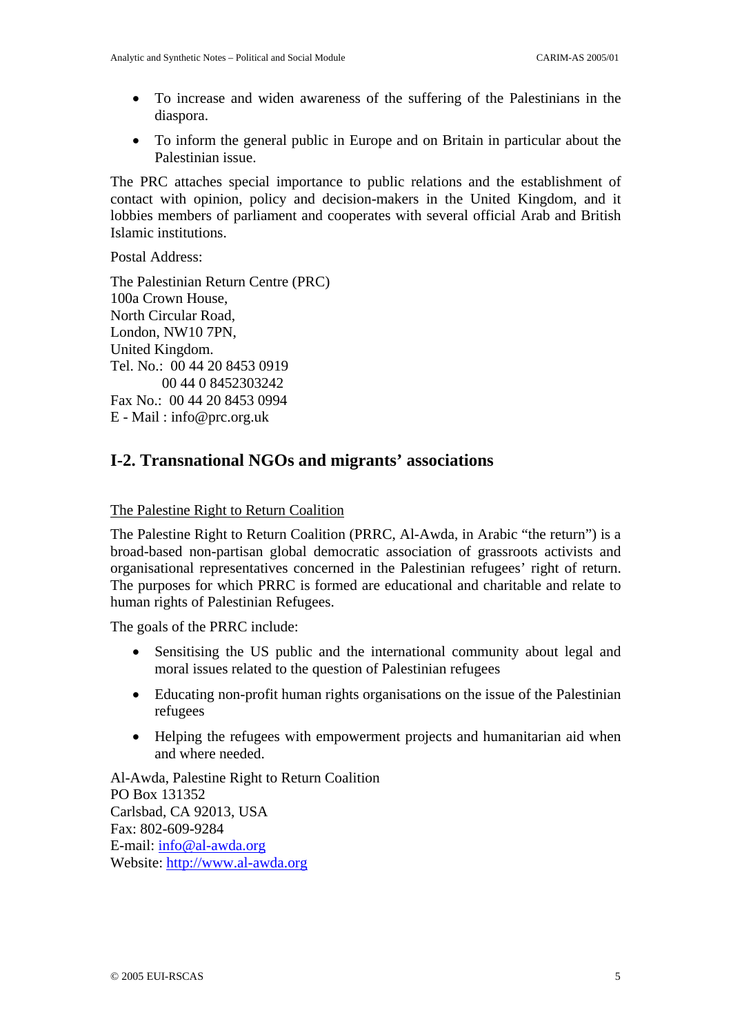- To increase and widen awareness of the suffering of the Palestinians in the diaspora.
- To inform the general public in Europe and on Britain in particular about the Palestinian issue.

The PRC attaches special importance to public relations and the establishment of contact with opinion, policy and decision-makers in the United Kingdom, and it lobbies members of parliament and cooperates with several official Arab and British Islamic institutions.

Postal Address:

The Palestinian Return Centre (PRC)
100a Crown House,
North Circular Road,
London, NW10 7PN,
United Kingdom.
Tel. No.: 00 44 20 8453 0919
00 44 0 8452303242
Fax No.: 00 44 20 8453 0994
E - Mail : info@prc.org.uk

## I-2. Transnational NGOs and migrants' associations

The Palestine Right to Return Coalition

The Palestine Right to Return Coalition (PRRC, Al-Awda, in Arabic "the return") is a broad-based non-partisan global democratic association of grassroots activists and organisational representatives concerned in the Palestinian refugees' right of return. The purposes for which PRRC is formed are educational and charitable and relate to human rights of Palestinian Refugees.

The goals of the PRRC include:

- Sensitising the US public and the international community about legal and moral issues related to the question of Palestinian refugees
- Educating non-profit human rights organisations on the issue of the Palestinian refugees
- Helping the refugees with empowerment projects and humanitarian aid when and where needed.

Al-Awda, Palestine Right to Return Coalition
PO Box 131352
Carlsbad, CA 92013, USA
Fax: 802-609-9284
E-mail: info@al-awda.org
Website: http://www.al-awda.org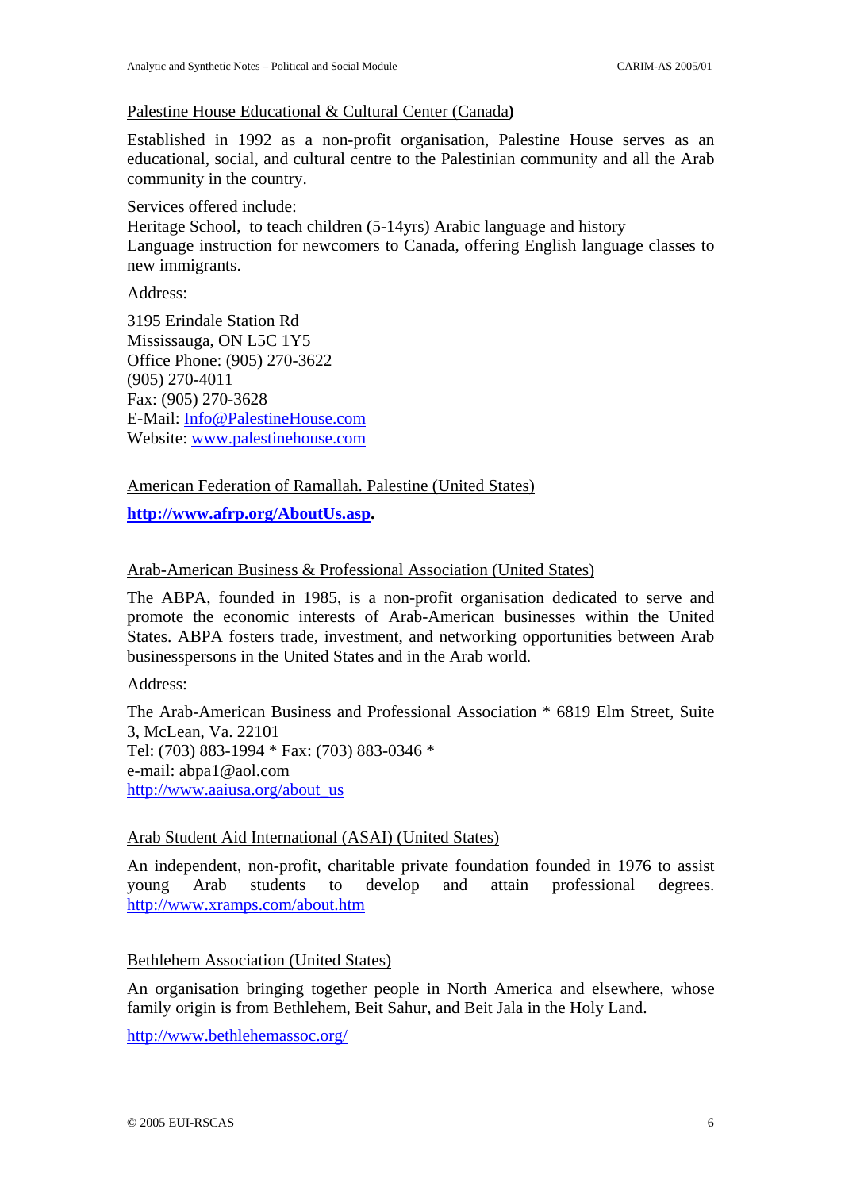Palestine House Educational & Cultural Center (Canada**)**

Established in 1992 as a non-profit organisation, Palestine House serves as an educational, social, and cultural centre to the Palestinian community and all the Arab community in the country.

Services offered include:
Heritage School, to teach children (5-14yrs) Arabic language and history
Language instruction for newcomers to Canada, offering English language classes to new immigrants.

Address:

3195 Erindale Station Rd
Mississauga, ON L5C 1Y5
Office Phone: (905) 270-3622
(905) 270-4011
Fax: (905) 270-3628
E-Mail: Info@PalestineHouse.com
Website: www.palestinehouse.com

American Federation of Ramallah. Palestine (United States)

**http://www.afrp.org/AboutUs.asp.**

Arab-American Business & Professional Association (United States)

The ABPA, founded in 1985, is a non-profit organisation dedicated to serve and promote the economic interests of Arab-American businesses within the United States. ABPA fosters trade, investment, and networking opportunities between Arab businesspersons in the United States and in the Arab world.

Address:

The Arab-American Business and Professional Association * 6819 Elm Street, Suite 3, McLean, Va. 22101
Tel: (703) 883-1994 * Fax: (703) 883-0346 *
e-mail: abpa1@aol.com
http://www.aaiusa.org/about_us

Arab Student Aid International (ASAI) (United States)

An independent, non-profit, charitable private foundation founded in 1976 to assist young Arab students to develop and attain professional degrees. http://www.xramps.com/about.htm

Bethlehem Association (United States)

An organisation bringing together people in North America and elsewhere, whose family origin is from Bethlehem, Beit Sahur, and Beit Jala in the Holy Land.

http://www.bethlehemassoc.org/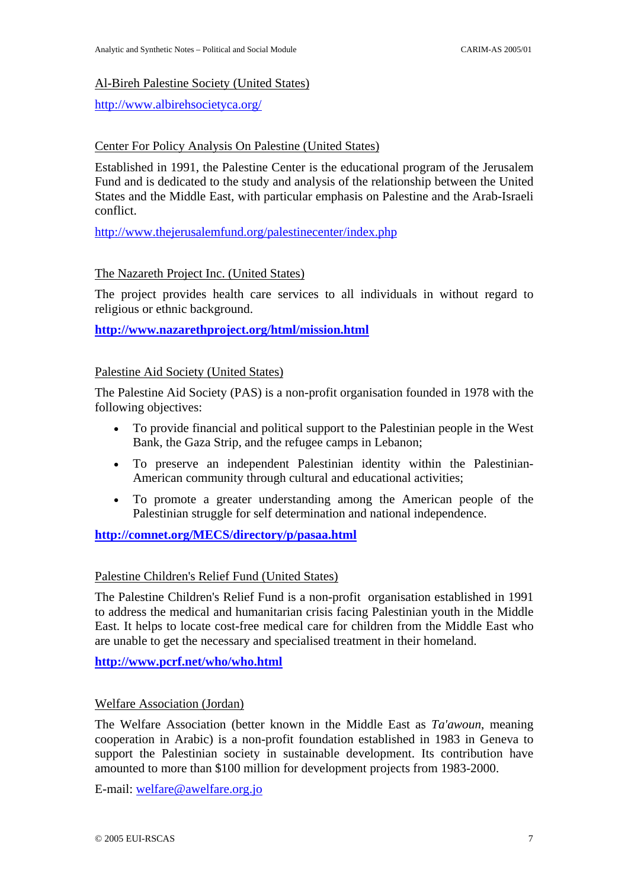Al-Bireh Palestine Society (United States)

http://www.albirehsocietyca.org/

Center For Policy Analysis On Palestine (United States)

Established in 1991, the Palestine Center is the educational program of the Jerusalem Fund and is dedicated to the study and analysis of the relationship between the United States and the Middle East, with particular emphasis on Palestine and the Arab-Israeli conflict.

http://www.thejerusalemfund.org/palestinecenter/index.php

The Nazareth Project Inc. (United States)

The project provides health care services to all individuals in without regard to religious or ethnic background.

**http://www.nazarethproject.org/html/mission.html**

Palestine Aid Society (United States)

The Palestine Aid Society (PAS) is a non-profit organisation founded in 1978 with the following objectives:

- To provide financial and political support to the Palestinian people in the West Bank, the Gaza Strip, and the refugee camps in Lebanon;
- To preserve an independent Palestinian identity within the Palestinian-American community through cultural and educational activities;
- To promote a greater understanding among the American people of the Palestinian struggle for self determination and national independence.

**http://comnet.org/MECS/directory/p/pasaa.html**

Palestine Children's Relief Fund (United States)

The Palestine Children's Relief Fund is a non-profit organisation established in 1991 to address the medical and humanitarian crisis facing Palestinian youth in the Middle East. It helps to locate cost-free medical care for children from the Middle East who are unable to get the necessary and specialised treatment in their homeland.

**http://www.pcrf.net/who/who.html**

Welfare Association (Jordan)

The Welfare Association (better known in the Middle East as *Ta'awoun*, meaning cooperation in Arabic) is a non-profit foundation established in 1983 in Geneva to support the Palestinian society in sustainable development. Its contribution have amounted to more than $100 million for development projects from 1983-2000.

E-mail: welfare@awelfare.org.jo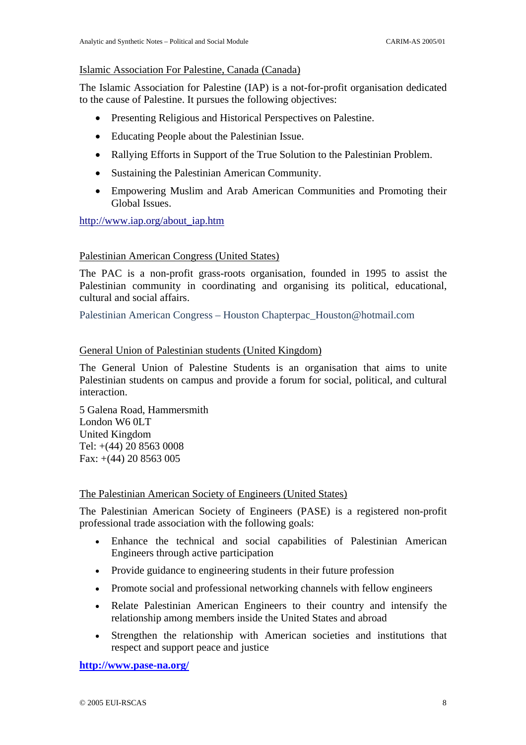Islamic Association For Palestine, Canada (Canada)

The Islamic Association for Palestine (IAP) is a not-for-profit organisation dedicated to the cause of Palestine. It pursues the following objectives:

- Presenting Religious and Historical Perspectives on Palestine.
- Educating People about the Palestinian Issue.
- Rallying Efforts in Support of the True Solution to the Palestinian Problem.
- Sustaining the Palestinian American Community.
- Empowering Muslim and Arab American Communities and Promoting their Global Issues.

http://www.iap.org/about_iap.htm

Palestinian American Congress (United States)

The PAC is a non-profit grass-roots organisation, founded in 1995 to assist the Palestinian community in coordinating and organising its political, educational, cultural and social affairs.

Palestinian American Congress – Houston Chapterpac_Houston@hotmail.com

General Union of Palestinian students (United Kingdom)

The General Union of Palestine Students is an organisation that aims to unite Palestinian students on campus and provide a forum for social, political, and cultural interaction.

5 Galena Road, Hammersmith
London W6 0LT
United Kingdom
Tel: +(44) 20 8563 0008
Fax: +(44) 20 8563 005

The Palestinian American Society of Engineers (United States)

The Palestinian American Society of Engineers (PASE) is a registered non-profit professional trade association with the following goals:

- Enhance the technical and social capabilities of Palestinian American Engineers through active participation
- Provide guidance to engineering students in their future profession
- Promote social and professional networking channels with fellow engineers
- Relate Palestinian American Engineers to their country and intensify the relationship among members inside the United States and abroad
- Strengthen the relationship with American societies and institutions that respect and support peace and justice

**http://www.pase-na.org/**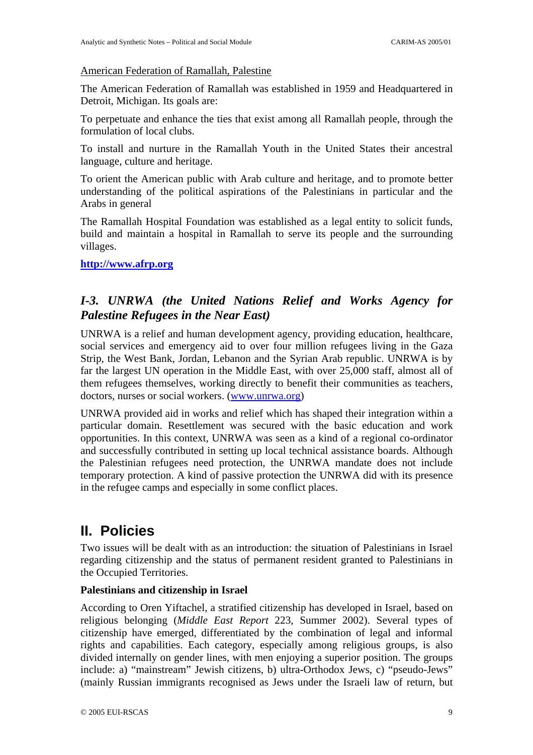American Federation of Ramallah, Palestine

The American Federation of Ramallah was established in 1959 and Headquartered in Detroit, Michigan. Its goals are:

To perpetuate and enhance the ties that exist among all Ramallah people, through the formulation of local clubs.

To install and nurture in the Ramallah Youth in the United States their ancestral language, culture and heritage.

To orient the American public with Arab culture and heritage, and to promote better understanding of the political aspirations of the Palestinians in particular and the Arabs in general

The Ramallah Hospital Foundation was established as a legal entity to solicit funds, build and maintain a hospital in Ramallah to serve its people and the surrounding villages.

**http://www.afrp.org**

### *I-3. UNRWA (the United Nations Relief and Works Agency for Palestine Refugees in the Near East)*

UNRWA is a relief and human development agency, providing education, healthcare, social services and emergency aid to over four million refugees living in the Gaza Strip, the West Bank, Jordan, Lebanon and the Syrian Arab republic. UNRWA is by far the largest UN operation in the Middle East, with over 25,000 staff, almost all of them refugees themselves, working directly to benefit their communities as teachers, doctors, nurses or social workers. (www.unrwa.org)

UNRWA provided aid in works and relief which has shaped their integration within a particular domain. Resettlement was secured with the basic education and work opportunities. In this context, UNRWA was seen as a kind of a regional co-ordinator and successfully contributed in setting up local technical assistance boards. Although the Palestinian refugees need protection, the UNRWA mandate does not include temporary protection. A kind of passive protection the UNRWA did with its presence in the refugee camps and especially in some conflict places.

## II. Policies

Two issues will be dealt with as an introduction: the situation of Palestinians in Israel regarding citizenship and the status of permanent resident granted to Palestinians in the Occupied Territories.

**Palestinians and citizenship in Israel**

According to Oren Yiftachel, a stratified citizenship has developed in Israel, based on religious belonging (*Middle East Report* 223, Summer 2002). Several types of citizenship have emerged, differentiated by the combination of legal and informal rights and capabilities. Each category, especially among religious groups, is also divided internally on gender lines, with men enjoying a superior position. The groups include: a) "mainstream" Jewish citizens, b) ultra-Orthodox Jews, c) "pseudo-Jews" (mainly Russian immigrants recognised as Jews under the Israeli law of return, but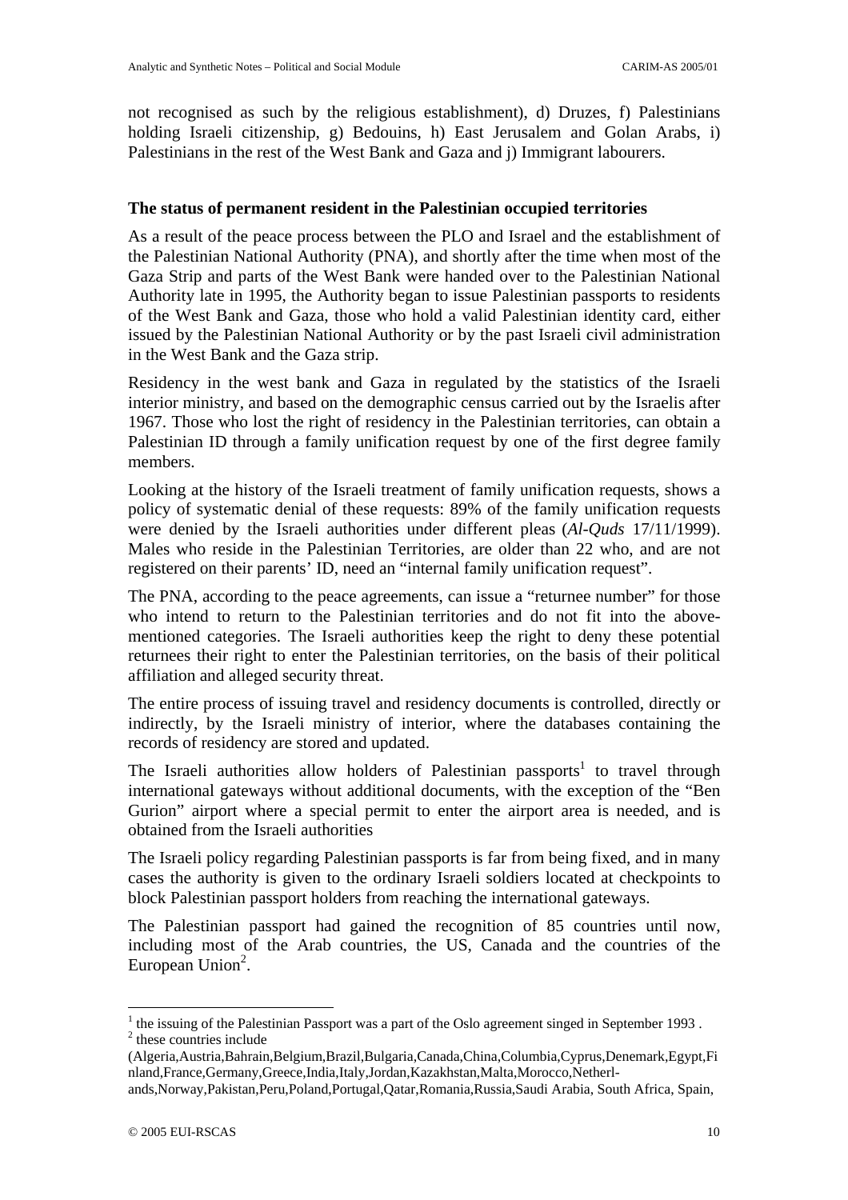not recognised as such by the religious establishment), d) Druzes, f) Palestinians holding Israeli citizenship, g) Bedouins, h) East Jerusalem and Golan Arabs, i) Palestinians in the rest of the West Bank and Gaza and j) Immigrant labourers.

### The status of permanent resident in the Palestinian occupied territories

As a result of the peace process between the PLO and Israel and the establishment of the Palestinian National Authority (PNA), and shortly after the time when most of the Gaza Strip and parts of the West Bank were handed over to the Palestinian National Authority late in 1995, the Authority began to issue Palestinian passports to residents of the West Bank and Gaza, those who hold a valid Palestinian identity card, either issued by the Palestinian National Authority or by the past Israeli civil administration in the West Bank and the Gaza strip.

Residency in the west bank and Gaza in regulated by the statistics of the Israeli interior ministry, and based on the demographic census carried out by the Israelis after 1967. Those who lost the right of residency in the Palestinian territories, can obtain a Palestinian ID through a family unification request by one of the first degree family members.

Looking at the history of the Israeli treatment of family unification requests, shows a policy of systematic denial of these requests: 89% of the family unification requests were denied by the Israeli authorities under different pleas (*Al-Quds* 17/11/1999). Males who reside in the Palestinian Territories, are older than 22 who, and are not registered on their parents' ID, need an "internal family unification request".

The PNA, according to the peace agreements, can issue a "returnee number" for those who intend to return to the Palestinian territories and do not fit into the above-mentioned categories. The Israeli authorities keep the right to deny these potential returnees their right to enter the Palestinian territories, on the basis of their political affiliation and alleged security threat.

The entire process of issuing travel and residency documents is controlled, directly or indirectly, by the Israeli ministry of interior, where the databases containing the records of residency are stored and updated.

The Israeli authorities allow holders of Palestinian passports[1] to travel through international gateways without additional documents, with the exception of the "Ben Gurion" airport where a special permit to enter the airport area is needed, and is obtained from the Israeli authorities

The Israeli policy regarding Palestinian passports is far from being fixed, and in many cases the authority is given to the ordinary Israeli soldiers located at checkpoints to block Palestinian passport holders from reaching the international gateways.

The Palestinian passport had gained the recognition of 85 countries until now, including most of the Arab countries, the US, Canada and the countries of the European Union[2].

---

[1] the issuing of the Palestinian Passport was a part of the Oslo agreement singed in September 1993 .

[2] these countries include (Algeria,Austria,Bahrain,Belgium,Brazil,Bulgaria,Canada,China,Columbia,Cyprus,Denemark,Egypt,Finland,France,Germany,Greece,India,Italy,Jordan,Kazakhstan,Malta,Morocco,Netherlands,Norway,Pakistan,Peru,Poland,Portugal,Qatar,Romania,Russia,Saudi Arabia, South Africa, Spain,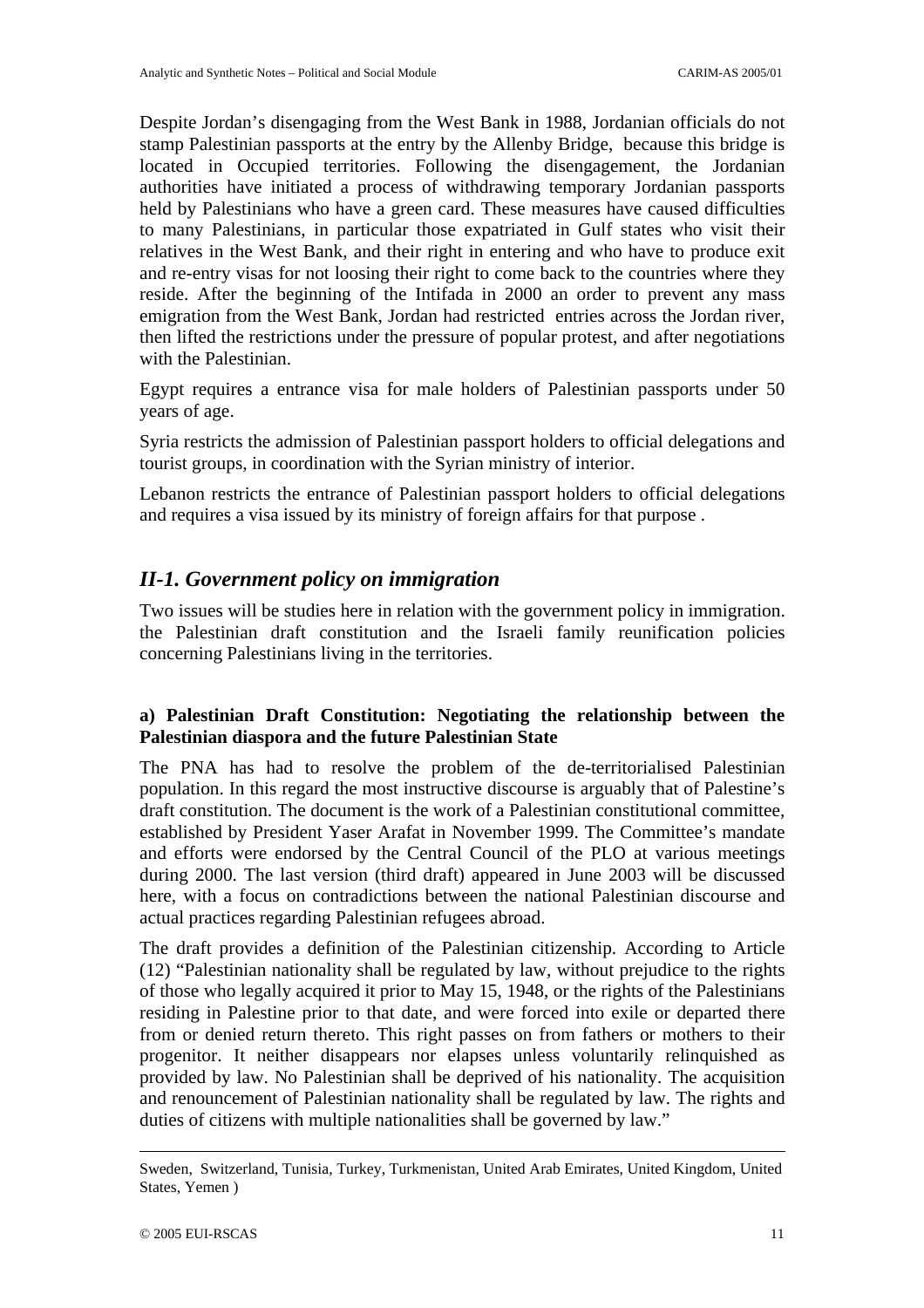Despite Jordan's disengaging from the West Bank in 1988, Jordanian officials do not stamp Palestinian passports at the entry by the Allenby Bridge, because this bridge is located in Occupied territories. Following the disengagement, the Jordanian authorities have initiated a process of withdrawing temporary Jordanian passports held by Palestinians who have a green card. These measures have caused difficulties to many Palestinians, in particular those expatriated in Gulf states who visit their relatives in the West Bank, and their right in entering and who have to produce exit and re-entry visas for not loosing their right to come back to the countries where they reside. After the beginning of the Intifada in 2000 an order to prevent any mass emigration from the West Bank, Jordan had restricted entries across the Jordan river, then lifted the restrictions under the pressure of popular protest, and after negotiations with the Palestinian.

Egypt requires a entrance visa for male holders of Palestinian passports under 50 years of age.

Syria restricts the admission of Palestinian passport holders to official delegations and tourist groups, in coordination with the Syrian ministry of interior.

Lebanon restricts the entrance of Palestinian passport holders to official delegations and requires a visa issued by its ministry of foreign affairs for that purpose .

## *II-1. Government policy on immigration*

Two issues will be studies here in relation with the government policy in immigration. the Palestinian draft constitution and the Israeli family reunification policies concerning Palestinians living in the territories.

### a) Palestinian Draft Constitution: Negotiating the relationship between the Palestinian diaspora and the future Palestinian State

The PNA has had to resolve the problem of the de-territorialised Palestinian population. In this regard the most instructive discourse is arguably that of Palestine's draft constitution. The document is the work of a Palestinian constitutional committee, established by President Yaser Arafat in November 1999. The Committee's mandate and efforts were endorsed by the Central Council of the PLO at various meetings during 2000. The last version (third draft) appeared in June 2003 will be discussed here, with a focus on contradictions between the national Palestinian discourse and actual practices regarding Palestinian refugees abroad.

The draft provides a definition of the Palestinian citizenship. According to Article (12) "Palestinian nationality shall be regulated by law, without prejudice to the rights of those who legally acquired it prior to May 15, 1948, or the rights of the Palestinians residing in Palestine prior to that date, and were forced into exile or departed there from or denied return thereto. This right passes on from fathers or mothers to their progenitor. It neither disappears nor elapses unless voluntarily relinquished as provided by law. No Palestinian shall be deprived of his nationality. The acquisition and renouncement of Palestinian nationality shall be regulated by law. The rights and duties of citizens with multiple nationalities shall be governed by law."

---

Sweden, Switzerland, Tunisia, Turkey, Turkmenistan, United Arab Emirates, United Kingdom, United States, Yemen )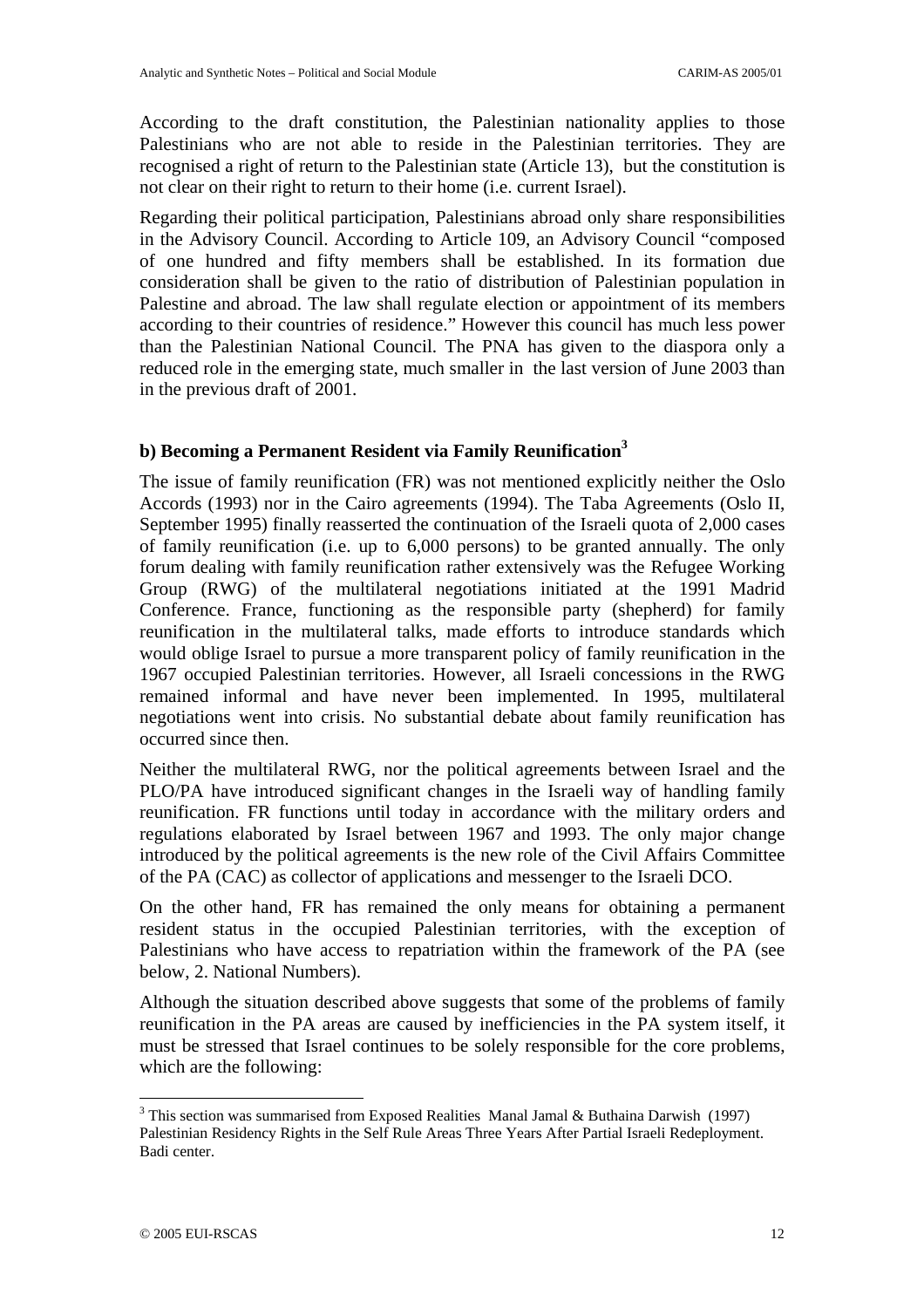According to the draft constitution, the Palestinian nationality applies to those Palestinians who are not able to reside in the Palestinian territories. They are recognised a right of return to the Palestinian state (Article 13), but the constitution is not clear on their right to return to their home (i.e. current Israel).

Regarding their political participation, Palestinians abroad only share responsibilities in the Advisory Council. According to Article 109, an Advisory Council "composed of one hundred and fifty members shall be established. In its formation due consideration shall be given to the ratio of distribution of Palestinian population in Palestine and abroad. The law shall regulate election or appointment of its members according to their countries of residence." However this council has much less power than the Palestinian National Council. The PNA has given to the diaspora only a reduced role in the emerging state, much smaller in the last version of June 2003 than in the previous draft of 2001.

### b) Becoming a Permanent Resident via Family Reunification[3]

The issue of family reunification (FR) was not mentioned explicitly neither the Oslo Accords (1993) nor in the Cairo agreements (1994). The Taba Agreements (Oslo II, September 1995) finally reasserted the continuation of the Israeli quota of 2,000 cases of family reunification (i.e. up to 6,000 persons) to be granted annually. The only forum dealing with family reunification rather extensively was the Refugee Working Group (RWG) of the multilateral negotiations initiated at the 1991 Madrid Conference. France, functioning as the responsible party (shepherd) for family reunification in the multilateral talks, made efforts to introduce standards which would oblige Israel to pursue a more transparent policy of family reunification in the 1967 occupied Palestinian territories. However, all Israeli concessions in the RWG remained informal and have never been implemented. In 1995, multilateral negotiations went into crisis. No substantial debate about family reunification has occurred since then.

Neither the multilateral RWG, nor the political agreements between Israel and the PLO/PA have introduced significant changes in the Israeli way of handling family reunification. FR functions until today in accordance with the military orders and regulations elaborated by Israel between 1967 and 1993. The only major change introduced by the political agreements is the new role of the Civil Affairs Committee of the PA (CAC) as collector of applications and messenger to the Israeli DCO.

On the other hand, FR has remained the only means for obtaining a permanent resident status in the occupied Palestinian territories, with the exception of Palestinians who have access to repatriation within the framework of the PA (see below, 2. National Numbers).

Although the situation described above suggests that some of the problems of family reunification in the PA areas are caused by inefficiencies in the PA system itself, it must be stressed that Israel continues to be solely responsible for the core problems, which are the following:

---

[3] This section was summarised from Exposed Realities Manal Jamal & Buthaina Darwish (1997) Palestinian Residency Rights in the Self Rule Areas Three Years After Partial Israeli Redeployment. Badi center.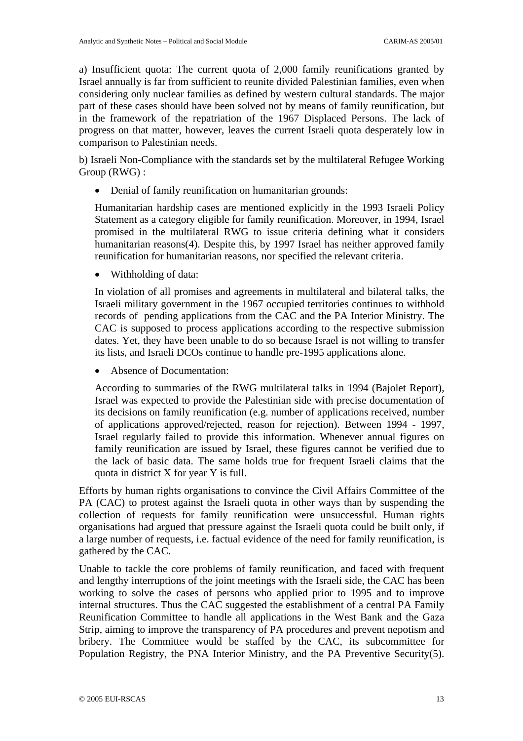a) Insufficient quota: The current quota of 2,000 family reunifications granted by Israel annually is far from sufficient to reunite divided Palestinian families, even when considering only nuclear families as defined by western cultural standards. The major part of these cases should have been solved not by means of family reunification, but in the framework of the repatriation of the 1967 Displaced Persons. The lack of progress on that matter, however, leaves the current Israeli quota desperately low in comparison to Palestinian needs.

b) Israeli Non-Compliance with the standards set by the multilateral Refugee Working Group (RWG) :

- Denial of family reunification on humanitarian grounds:

  Humanitarian hardship cases are mentioned explicitly in the 1993 Israeli Policy Statement as a category eligible for family reunification. Moreover, in 1994, Israel promised in the multilateral RWG to issue criteria defining what it considers humanitarian reasons(4). Despite this, by 1997 Israel has neither approved family reunification for humanitarian reasons, nor specified the relevant criteria.

- Withholding of data:

  In violation of all promises and agreements in multilateral and bilateral talks, the Israeli military government in the 1967 occupied territories continues to withhold records of pending applications from the CAC and the PA Interior Ministry. The CAC is supposed to process applications according to the respective submission dates. Yet, they have been unable to do so because Israel is not willing to transfer its lists, and Israeli DCOs continue to handle pre-1995 applications alone.

- Absence of Documentation:

  According to summaries of the RWG multilateral talks in 1994 (Bajolet Report), Israel was expected to provide the Palestinian side with precise documentation of its decisions on family reunification (e.g. number of applications received, number of applications approved/rejected, reason for rejection). Between 1994 - 1997, Israel regularly failed to provide this information. Whenever annual figures on family reunification are issued by Israel, these figures cannot be verified due to the lack of basic data. The same holds true for frequent Israeli claims that the quota in district X for year Y is full.

Efforts by human rights organisations to convince the Civil Affairs Committee of the PA (CAC) to protest against the Israeli quota in other ways than by suspending the collection of requests for family reunification were unsuccessful. Human rights organisations had argued that pressure against the Israeli quota could be built only, if a large number of requests, i.e. factual evidence of the need for family reunification, is gathered by the CAC.

Unable to tackle the core problems of family reunification, and faced with frequent and lengthy interruptions of the joint meetings with the Israeli side, the CAC has been working to solve the cases of persons who applied prior to 1995 and to improve internal structures. Thus the CAC suggested the establishment of a central PA Family Reunification Committee to handle all applications in the West Bank and the Gaza Strip, aiming to improve the transparency of PA procedures and prevent nepotism and bribery. The Committee would be staffed by the CAC, its subcommittee for Population Registry, the PNA Interior Ministry, and the PA Preventive Security(5).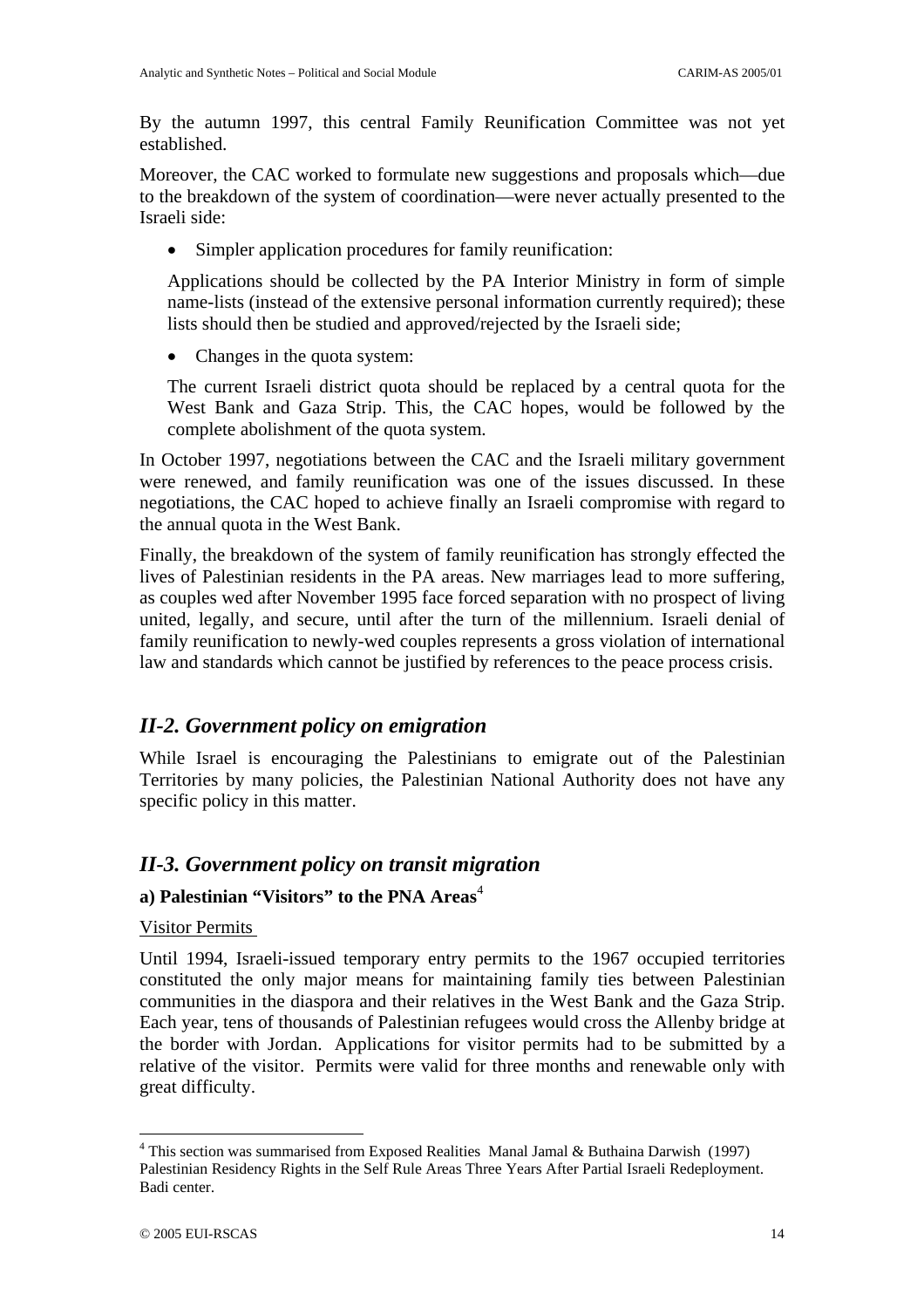By the autumn 1997, this central Family Reunification Committee was not yet established.

Moreover, the CAC worked to formulate new suggestions and proposals which—due to the breakdown of the system of coordination—were never actually presented to the Israeli side:

- Simpler application procedures for family reunification:

  Applications should be collected by the PA Interior Ministry in form of simple name-lists (instead of the extensive personal information currently required); these lists should then be studied and approved/rejected by the Israeli side;

- Changes in the quota system:

  The current Israeli district quota should be replaced by a central quota for the West Bank and Gaza Strip. This, the CAC hopes, would be followed by the complete abolishment of the quota system.

In October 1997, negotiations between the CAC and the Israeli military government were renewed, and family reunification was one of the issues discussed. In these negotiations, the CAC hoped to achieve finally an Israeli compromise with regard to the annual quota in the West Bank.

Finally, the breakdown of the system of family reunification has strongly effected the lives of Palestinian residents in the PA areas. New marriages lead to more suffering, as couples wed after November 1995 face forced separation with no prospect of living united, legally, and secure, until after the turn of the millennium. Israeli denial of family reunification to newly-wed couples represents a gross violation of international law and standards which cannot be justified by references to the peace process crisis.

## *II-2. Government policy on emigration*

While Israel is encouraging the Palestinians to emigrate out of the Palestinian Territories by many policies, the Palestinian National Authority does not have any specific policy in this matter.

## *II-3. Government policy on transit migration*

### a) Palestinian "Visitors" to the PNA Areas[4]

Visitor Permits

Until 1994, Israeli-issued temporary entry permits to the 1967 occupied territories constituted the only major means for maintaining family ties between Palestinian communities in the diaspora and their relatives in the West Bank and the Gaza Strip. Each year, tens of thousands of Palestinian refugees would cross the Allenby bridge at the border with Jordan. Applications for visitor permits had to be submitted by a relative of the visitor. Permits were valid for three months and renewable only with great difficulty.

[4] This section was summarised from Exposed Realities Manal Jamal & Buthaina Darwish (1997) Palestinian Residency Rights in the Self Rule Areas Three Years After Partial Israeli Redeployment. Badi center.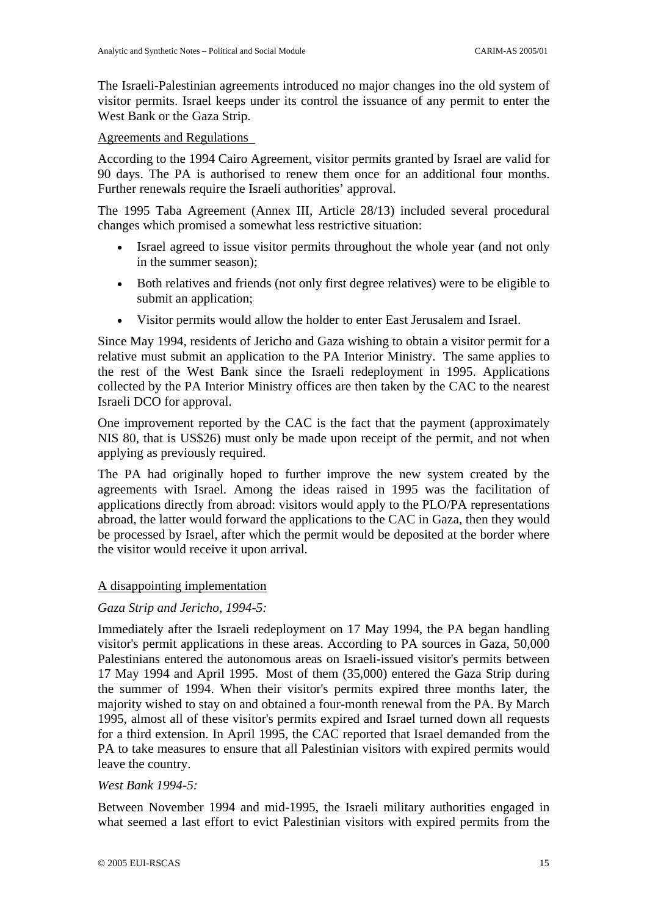The Israeli-Palestinian agreements introduced no major changes ino the old system of visitor permits. Israel keeps under its control the issuance of any permit to enter the West Bank or the Gaza Strip.

Agreements and Regulations

According to the 1994 Cairo Agreement, visitor permits granted by Israel are valid for 90 days. The PA is authorised to renew them once for an additional four months. Further renewals require the Israeli authorities' approval.

The 1995 Taba Agreement (Annex III, Article 28/13) included several procedural changes which promised a somewhat less restrictive situation:

- Israel agreed to issue visitor permits throughout the whole year (and not only in the summer season);
- Both relatives and friends (not only first degree relatives) were to be eligible to submit an application;
- Visitor permits would allow the holder to enter East Jerusalem and Israel.

Since May 1994, residents of Jericho and Gaza wishing to obtain a visitor permit for a relative must submit an application to the PA Interior Ministry. The same applies to the rest of the West Bank since the Israeli redeployment in 1995. Applications collected by the PA Interior Ministry offices are then taken by the CAC to the nearest Israeli DCO for approval.

One improvement reported by the CAC is the fact that the payment (approximately NIS 80, that is US$26) must only be made upon receipt of the permit, and not when applying as previously required.

The PA had originally hoped to further improve the new system created by the agreements with Israel. Among the ideas raised in 1995 was the facilitation of applications directly from abroad: visitors would apply to the PLO/PA representations abroad, the latter would forward the applications to the CAC in Gaza, then they would be processed by Israel, after which the permit would be deposited at the border where the visitor would receive it upon arrival.

A disappointing implementation

*Gaza Strip and Jericho, 1994-5:*

Immediately after the Israeli redeployment on 17 May 1994, the PA began handling visitor's permit applications in these areas. According to PA sources in Gaza, 50,000 Palestinians entered the autonomous areas on Israeli-issued visitor's permits between 17 May 1994 and April 1995. Most of them (35,000) entered the Gaza Strip during the summer of 1994. When their visitor's permits expired three months later, the majority wished to stay on and obtained a four-month renewal from the PA. By March 1995, almost all of these visitor's permits expired and Israel turned down all requests for a third extension. In April 1995, the CAC reported that Israel demanded from the PA to take measures to ensure that all Palestinian visitors with expired permits would leave the country.

*West Bank 1994-5:*

Between November 1994 and mid-1995, the Israeli military authorities engaged in what seemed a last effort to evict Palestinian visitors with expired permits from the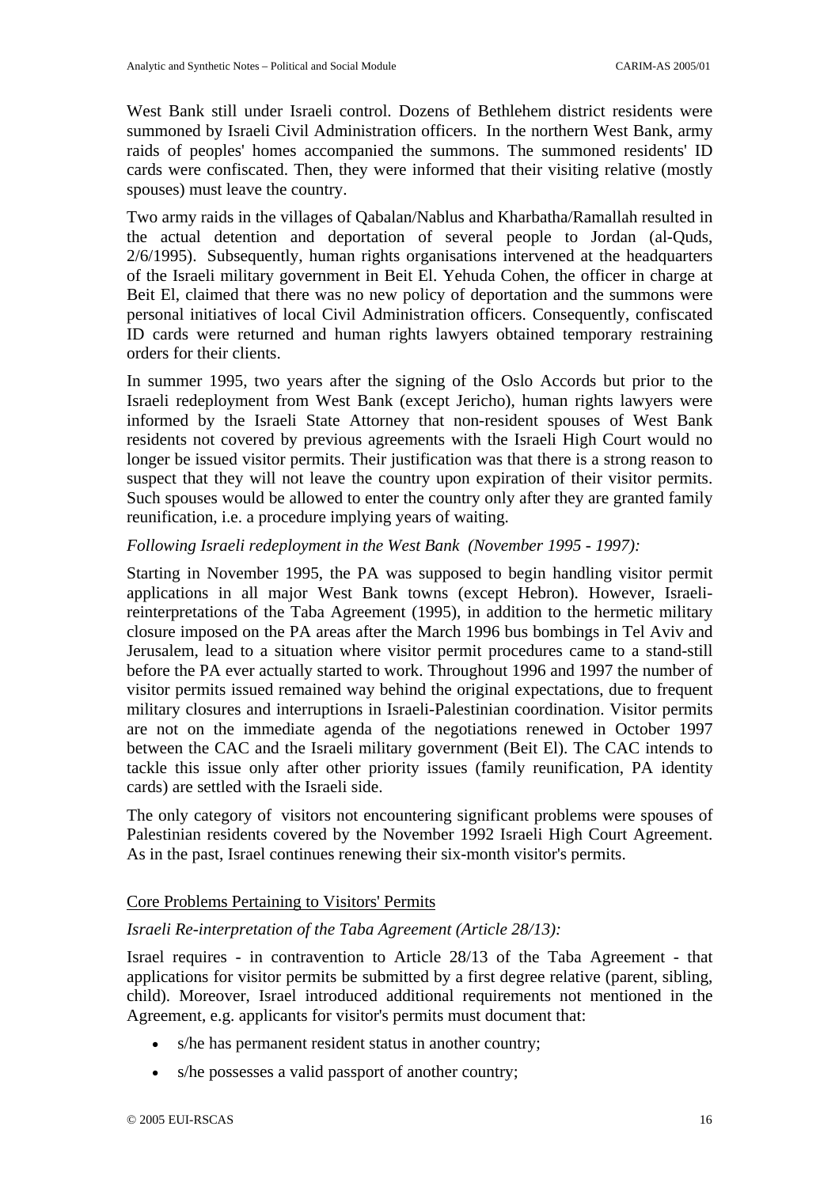West Bank still under Israeli control. Dozens of Bethlehem district residents were summoned by Israeli Civil Administration officers. In the northern West Bank, army raids of peoples' homes accompanied the summons. The summoned residents' ID cards were confiscated. Then, they were informed that their visiting relative (mostly spouses) must leave the country.

Two army raids in the villages of Qabalan/Nablus and Kharbatha/Ramallah resulted in the actual detention and deportation of several people to Jordan (al-Quds, 2/6/1995). Subsequently, human rights organisations intervened at the headquarters of the Israeli military government in Beit El. Yehuda Cohen, the officer in charge at Beit El, claimed that there was no new policy of deportation and the summons were personal initiatives of local Civil Administration officers. Consequently, confiscated ID cards were returned and human rights lawyers obtained temporary restraining orders for their clients.

In summer 1995, two years after the signing of the Oslo Accords but prior to the Israeli redeployment from West Bank (except Jericho), human rights lawyers were informed by the Israeli State Attorney that non-resident spouses of West Bank residents not covered by previous agreements with the Israeli High Court would no longer be issued visitor permits. Their justification was that there is a strong reason to suspect that they will not leave the country upon expiration of their visitor permits. Such spouses would be allowed to enter the country only after they are granted family reunification, i.e. a procedure implying years of waiting.

*Following Israeli redeployment in the West Bank (November 1995 - 1997):*

Starting in November 1995, the PA was supposed to begin handling visitor permit applications in all major West Bank towns (except Hebron). However, Israeli-reinterpretations of the Taba Agreement (1995), in addition to the hermetic military closure imposed on the PA areas after the March 1996 bus bombings in Tel Aviv and Jerusalem, lead to a situation where visitor permit procedures came to a stand-still before the PA ever actually started to work. Throughout 1996 and 1997 the number of visitor permits issued remained way behind the original expectations, due to frequent military closures and interruptions in Israeli-Palestinian coordination. Visitor permits are not on the immediate agenda of the negotiations renewed in October 1997 between the CAC and the Israeli military government (Beit El). The CAC intends to tackle this issue only after other priority issues (family reunification, PA identity cards) are settled with the Israeli side.

The only category of visitors not encountering significant problems were spouses of Palestinian residents covered by the November 1992 Israeli High Court Agreement. As in the past, Israel continues renewing their six-month visitor's permits.

## Core Problems Pertaining to Visitors' Permits

*Israeli Re-interpretation of the Taba Agreement (Article 28/13):*

Israel requires - in contravention to Article 28/13 of the Taba Agreement - that applications for visitor permits be submitted by a first degree relative (parent, sibling, child). Moreover, Israel introduced additional requirements not mentioned in the Agreement, e.g. applicants for visitor's permits must document that:

- s/he has permanent resident status in another country;
- s/he possesses a valid passport of another country;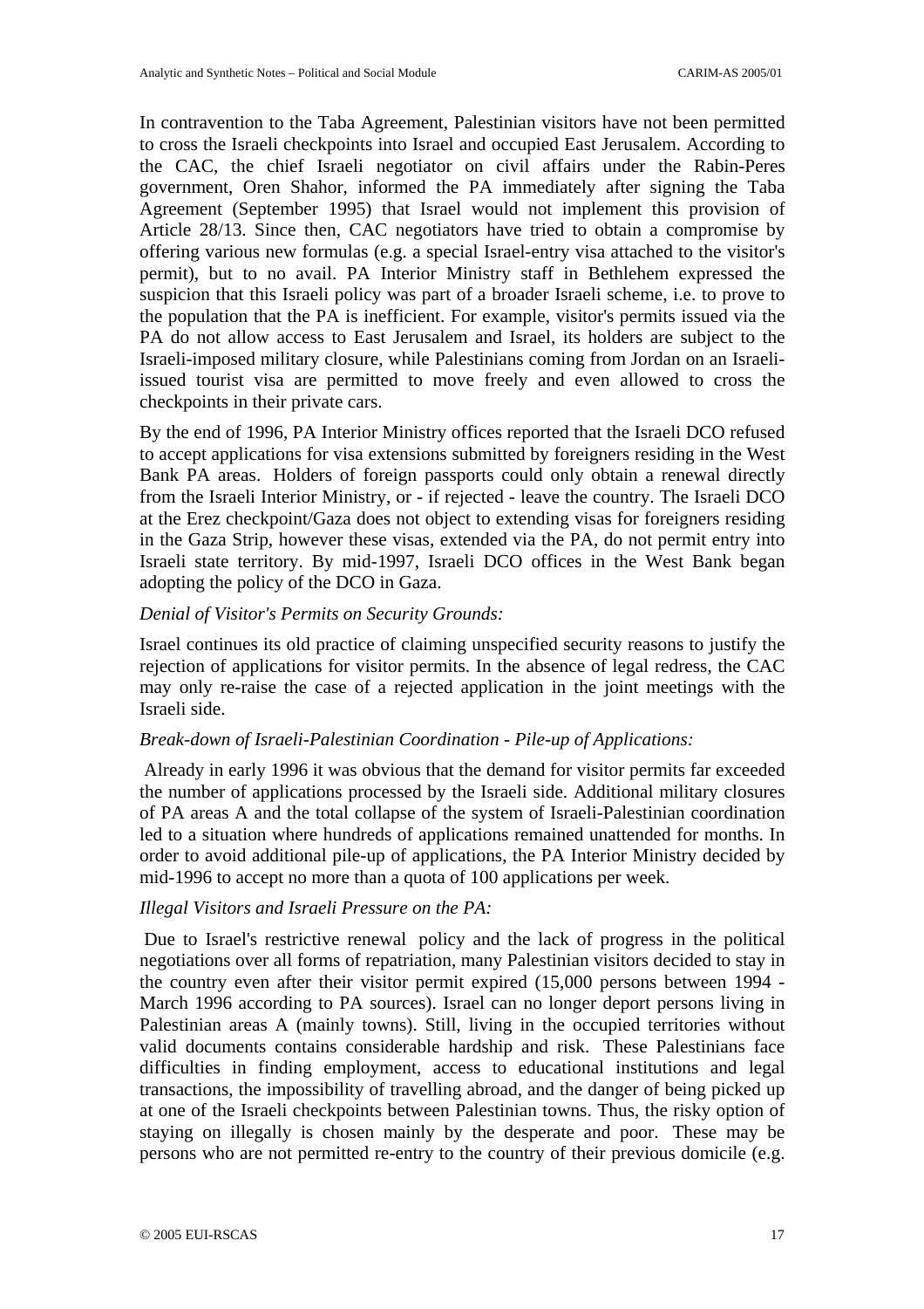In contravention to the Taba Agreement, Palestinian visitors have not been permitted to cross the Israeli checkpoints into Israel and occupied East Jerusalem. According to the CAC, the chief Israeli negotiator on civil affairs under the Rabin-Peres government, Oren Shahor, informed the PA immediately after signing the Taba Agreement (September 1995) that Israel would not implement this provision of Article 28/13. Since then, CAC negotiators have tried to obtain a compromise by offering various new formulas (e.g. a special Israel-entry visa attached to the visitor's permit), but to no avail. PA Interior Ministry staff in Bethlehem expressed the suspicion that this Israeli policy was part of a broader Israeli scheme, i.e. to prove to the population that the PA is inefficient. For example, visitor's permits issued via the PA do not allow access to East Jerusalem and Israel, its holders are subject to the Israeli-imposed military closure, while Palestinians coming from Jordan on an Israeli-issued tourist visa are permitted to move freely and even allowed to cross the checkpoints in their private cars.

By the end of 1996, PA Interior Ministry offices reported that the Israeli DCO refused to accept applications for visa extensions submitted by foreigners residing in the West Bank PA areas. Holders of foreign passports could only obtain a renewal directly from the Israeli Interior Ministry, or - if rejected - leave the country. The Israeli DCO at the Erez checkpoint/Gaza does not object to extending visas for foreigners residing in the Gaza Strip, however these visas, extended via the PA, do not permit entry into Israeli state territory. By mid-1997, Israeli DCO offices in the West Bank began adopting the policy of the DCO in Gaza.

*Denial of Visitor's Permits on Security Grounds:*

Israel continues its old practice of claiming unspecified security reasons to justify the rejection of applications for visitor permits. In the absence of legal redress, the CAC may only re-raise the case of a rejected application in the joint meetings with the Israeli side.

*Break-down of Israeli-Palestinian Coordination - Pile-up of Applications:*

Already in early 1996 it was obvious that the demand for visitor permits far exceeded the number of applications processed by the Israeli side. Additional military closures of PA areas A and the total collapse of the system of Israeli-Palestinian coordination led to a situation where hundreds of applications remained unattended for months. In order to avoid additional pile-up of applications, the PA Interior Ministry decided by mid-1996 to accept no more than a quota of 100 applications per week.

*Illegal Visitors and Israeli Pressure on the PA:*

Due to Israel's restrictive renewal policy and the lack of progress in the political negotiations over all forms of repatriation, many Palestinian visitors decided to stay in the country even after their visitor permit expired (15,000 persons between 1994 - March 1996 according to PA sources). Israel can no longer deport persons living in Palestinian areas A (mainly towns). Still, living in the occupied territories without valid documents contains considerable hardship and risk. These Palestinians face difficulties in finding employment, access to educational institutions and legal transactions, the impossibility of travelling abroad, and the danger of being picked up at one of the Israeli checkpoints between Palestinian towns. Thus, the risky option of staying on illegally is chosen mainly by the desperate and poor. These may be persons who are not permitted re-entry to the country of their previous domicile (e.g.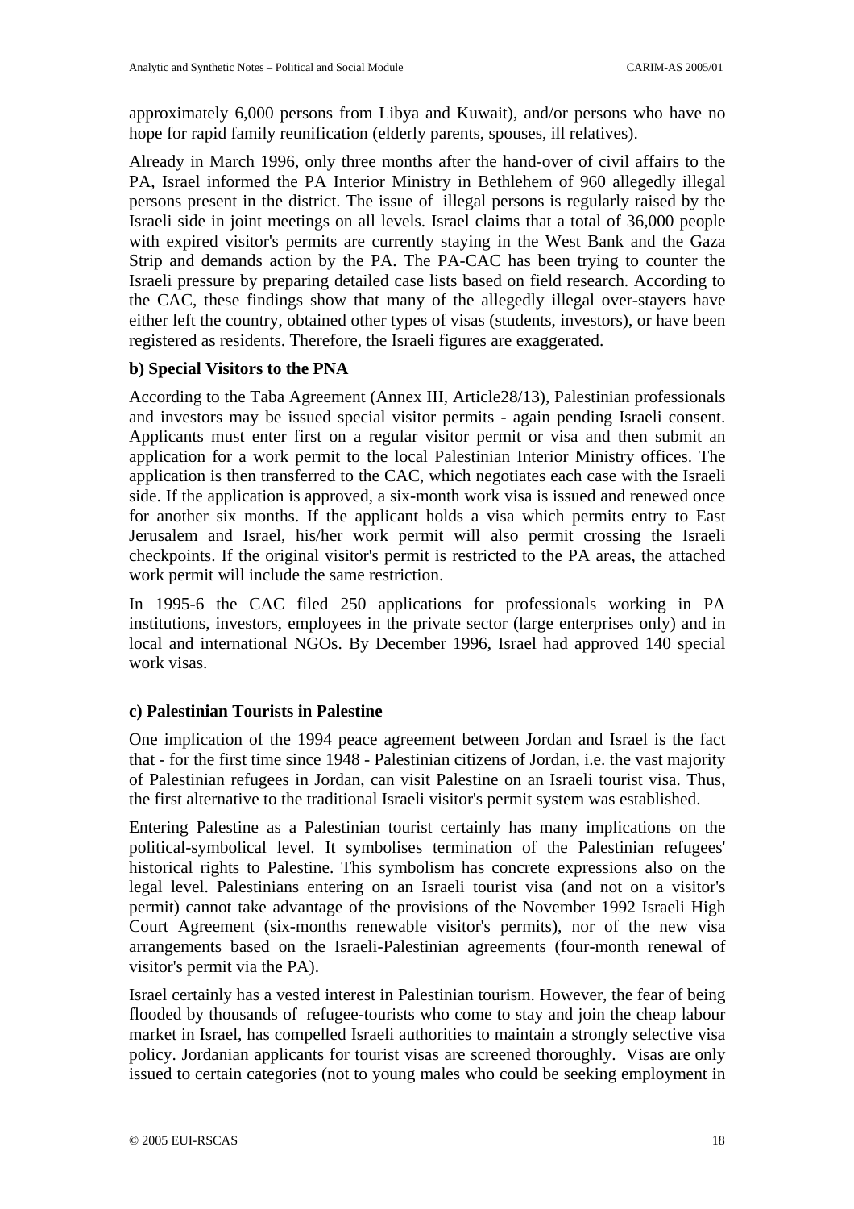approximately 6,000 persons from Libya and Kuwait), and/or persons who have no hope for rapid family reunification (elderly parents, spouses, ill relatives).

Already in March 1996, only three months after the hand-over of civil affairs to the PA, Israel informed the PA Interior Ministry in Bethlehem of 960 allegedly illegal persons present in the district. The issue of illegal persons is regularly raised by the Israeli side in joint meetings on all levels. Israel claims that a total of 36,000 people with expired visitor's permits are currently staying in the West Bank and the Gaza Strip and demands action by the PA. The PA-CAC has been trying to counter the Israeli pressure by preparing detailed case lists based on field research. According to the CAC, these findings show that many of the allegedly illegal over-stayers have either left the country, obtained other types of visas (students, investors), or have been registered as residents. Therefore, the Israeli figures are exaggerated.

**b) Special Visitors to the PNA**

According to the Taba Agreement (Annex III, Article28/13), Palestinian professionals and investors may be issued special visitor permits - again pending Israeli consent. Applicants must enter first on a regular visitor permit or visa and then submit an application for a work permit to the local Palestinian Interior Ministry offices. The application is then transferred to the CAC, which negotiates each case with the Israeli side. If the application is approved, a six-month work visa is issued and renewed once for another six months. If the applicant holds a visa which permits entry to East Jerusalem and Israel, his/her work permit will also permit crossing the Israeli checkpoints. If the original visitor's permit is restricted to the PA areas, the attached work permit will include the same restriction.

In 1995-6 the CAC filed 250 applications for professionals working in PA institutions, investors, employees in the private sector (large enterprises only) and in local and international NGOs. By December 1996, Israel had approved 140 special work visas.

**c) Palestinian Tourists in Palestine**

One implication of the 1994 peace agreement between Jordan and Israel is the fact that - for the first time since 1948 - Palestinian citizens of Jordan, i.e. the vast majority of Palestinian refugees in Jordan, can visit Palestine on an Israeli tourist visa. Thus, the first alternative to the traditional Israeli visitor's permit system was established.

Entering Palestine as a Palestinian tourist certainly has many implications on the political-symbolical level. It symbolises termination of the Palestinian refugees' historical rights to Palestine. This symbolism has concrete expressions also on the legal level. Palestinians entering on an Israeli tourist visa (and not on a visitor's permit) cannot take advantage of the provisions of the November 1992 Israeli High Court Agreement (six-months renewable visitor's permits), nor of the new visa arrangements based on the Israeli-Palestinian agreements (four-month renewal of visitor's permit via the PA).

Israel certainly has a vested interest in Palestinian tourism. However, the fear of being flooded by thousands of refugee-tourists who come to stay and join the cheap labour market in Israel, has compelled Israeli authorities to maintain a strongly selective visa policy. Jordanian applicants for tourist visas are screened thoroughly. Visas are only issued to certain categories (not to young males who could be seeking employment in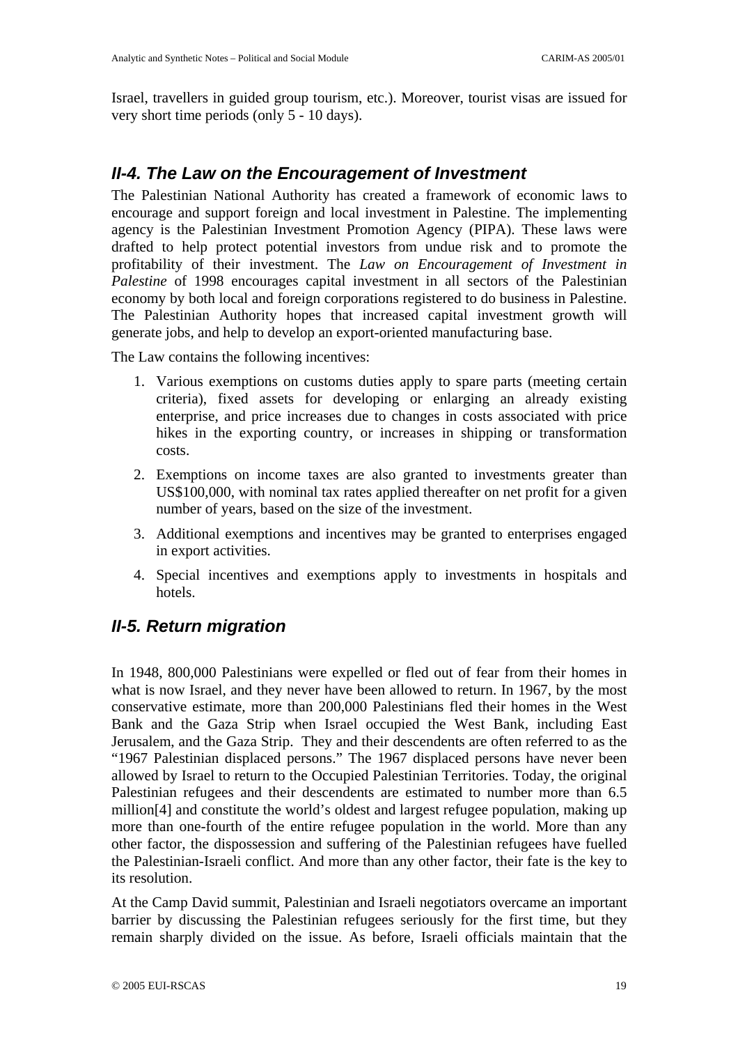Israel, travellers in guided group tourism, etc.). Moreover, tourist visas are issued for very short time periods (only 5 - 10 days).

## II-4. The Law on the Encouragement of Investment

The Palestinian National Authority has created a framework of economic laws to encourage and support foreign and local investment in Palestine. The implementing agency is the Palestinian Investment Promotion Agency (PIPA). These laws were drafted to help protect potential investors from undue risk and to promote the profitability of their investment. The *Law on Encouragement of Investment in Palestine* of 1998 encourages capital investment in all sectors of the Palestinian economy by both local and foreign corporations registered to do business in Palestine. The Palestinian Authority hopes that increased capital investment growth will generate jobs, and help to develop an export-oriented manufacturing base.

The Law contains the following incentives:

1. Various exemptions on customs duties apply to spare parts (meeting certain criteria), fixed assets for developing or enlarging an already existing enterprise, and price increases due to changes in costs associated with price hikes in the exporting country, or increases in shipping or transformation costs.
2. Exemptions on income taxes are also granted to investments greater than US$100,000, with nominal tax rates applied thereafter on net profit for a given number of years, based on the size of the investment.
3. Additional exemptions and incentives may be granted to enterprises engaged in export activities.
4. Special incentives and exemptions apply to investments in hospitals and hotels.

## II-5. Return migration

In 1948, 800,000 Palestinians were expelled or fled out of fear from their homes in what is now Israel, and they never have been allowed to return. In 1967, by the most conservative estimate, more than 200,000 Palestinians fled their homes in the West Bank and the Gaza Strip when Israel occupied the West Bank, including East Jerusalem, and the Gaza Strip. They and their descendents are often referred to as the "1967 Palestinian displaced persons." The 1967 displaced persons have never been allowed by Israel to return to the Occupied Palestinian Territories. Today, the original Palestinian refugees and their descendents are estimated to number more than 6.5 million[4] and constitute the world's oldest and largest refugee population, making up more than one-fourth of the entire refugee population in the world. More than any other factor, the dispossession and suffering of the Palestinian refugees have fuelled the Palestinian-Israeli conflict. And more than any other factor, their fate is the key to its resolution.

At the Camp David summit, Palestinian and Israeli negotiators overcame an important barrier by discussing the Palestinian refugees seriously for the first time, but they remain sharply divided on the issue. As before, Israeli officials maintain that the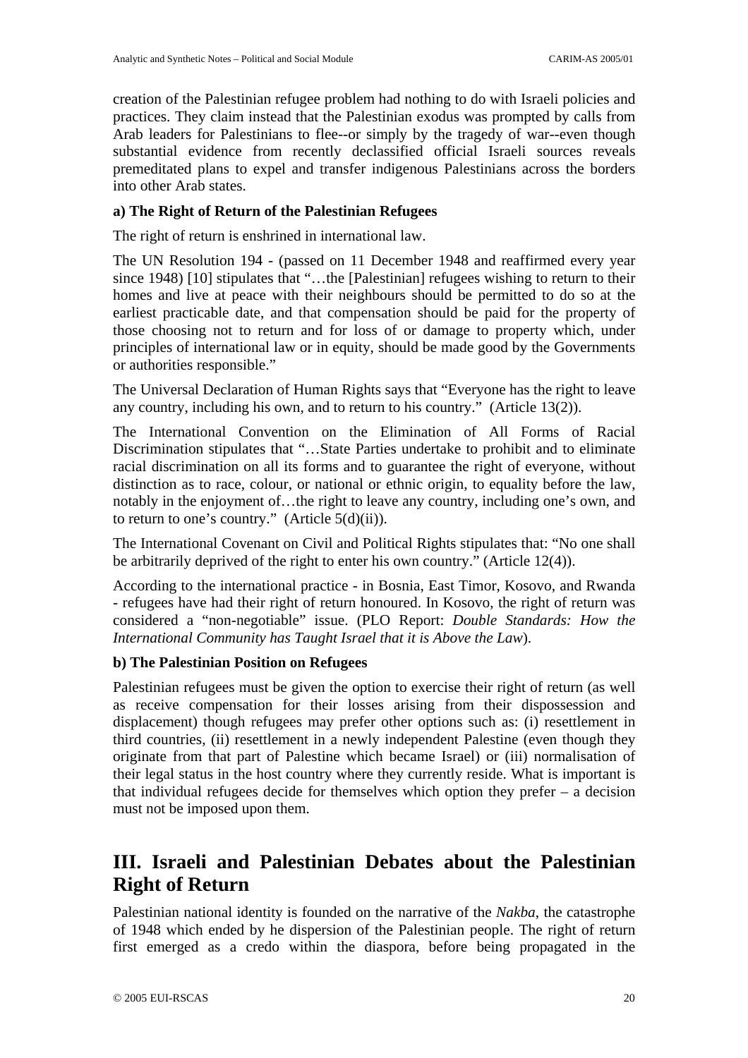creation of the Palestinian refugee problem had nothing to do with Israeli policies and practices. They claim instead that the Palestinian exodus was prompted by calls from Arab leaders for Palestinians to flee--or simply by the tragedy of war--even though substantial evidence from recently declassified official Israeli sources reveals premeditated plans to expel and transfer indigenous Palestinians across the borders into other Arab states.

**a) The Right of Return of the Palestinian Refugees**

The right of return is enshrined in international law.

The UN Resolution 194 - (passed on 11 December 1948 and reaffirmed every year since 1948) [10] stipulates that "…the [Palestinian] refugees wishing to return to their homes and live at peace with their neighbours should be permitted to do so at the earliest practicable date, and that compensation should be paid for the property of those choosing not to return and for loss of or damage to property which, under principles of international law or in equity, should be made good by the Governments or authorities responsible."

The Universal Declaration of Human Rights says that "Everyone has the right to leave any country, including his own, and to return to his country." (Article 13(2)).

The International Convention on the Elimination of All Forms of Racial Discrimination stipulates that "…State Parties undertake to prohibit and to eliminate racial discrimination on all its forms and to guarantee the right of everyone, without distinction as to race, colour, or national or ethnic origin, to equality before the law, notably in the enjoyment of…the right to leave any country, including one's own, and to return to one's country." (Article 5(d)(ii)).

The International Covenant on Civil and Political Rights stipulates that: "No one shall be arbitrarily deprived of the right to enter his own country." (Article 12(4)).

According to the international practice - in Bosnia, East Timor, Kosovo, and Rwanda - refugees have had their right of return honoured. In Kosovo, the right of return was considered a "non-negotiable" issue. (PLO Report: *Double Standards: How the International Community has Taught Israel that it is Above the Law*).

**b) The Palestinian Position on Refugees**

Palestinian refugees must be given the option to exercise their right of return (as well as receive compensation for their losses arising from their dispossession and displacement) though refugees may prefer other options such as: (i) resettlement in third countries, (ii) resettlement in a newly independent Palestine (even though they originate from that part of Palestine which became Israel) or (iii) normalisation of their legal status in the host country where they currently reside. What is important is that individual refugees decide for themselves which option they prefer – a decision must not be imposed upon them.

# III. Israeli and Palestinian Debates about the Palestinian Right of Return

Palestinian national identity is founded on the narrative of the *Nakba*, the catastrophe of 1948 which ended by he dispersion of the Palestinian people. The right of return first emerged as a credo within the diaspora, before being propagated in the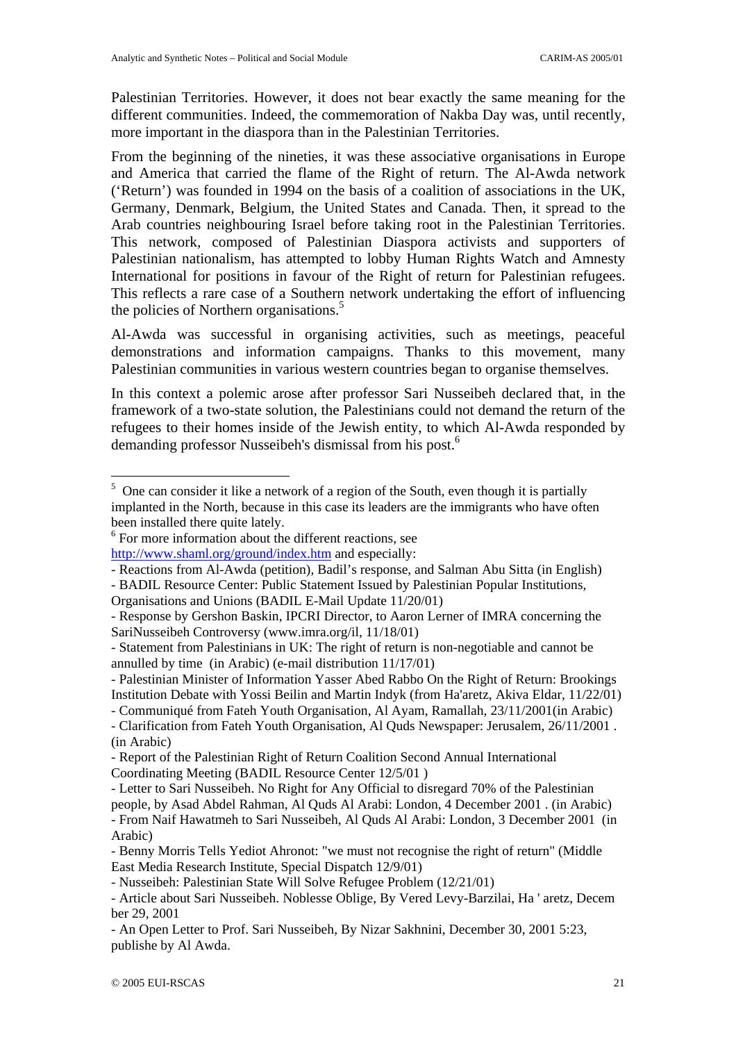Palestinian Territories. However, it does not bear exactly the same meaning for the different communities. Indeed, the commemoration of Nakba Day was, until recently, more important in the diaspora than in the Palestinian Territories.

From the beginning of the nineties, it was these associative organisations in Europe and America that carried the flame of the Right of return. The Al-Awda network ('Return') was founded in 1994 on the basis of a coalition of associations in the UK, Germany, Denmark, Belgium, the United States and Canada. Then, it spread to the Arab countries neighbouring Israel before taking root in the Palestinian Territories. This network, composed of Palestinian Diaspora activists and supporters of Palestinian nationalism, has attempted to lobby Human Rights Watch and Amnesty International for positions in favour of the Right of return for Palestinian refugees. This reflects a rare case of a Southern network undertaking the effort of influencing the policies of Northern organisations.[5]

Al-Awda was successful in organising activities, such as meetings, peaceful demonstrations and information campaigns. Thanks to this movement, many Palestinian communities in various western countries began to organise themselves.

In this context a polemic arose after professor Sari Nusseibeh declared that, in the framework of a two-state solution, the Palestinians could not demand the return of the refugees to their homes inside of the Jewish entity, to which Al-Awda responded by demanding professor Nusseibeh's dismissal from his post.[6]

---

[5] One can consider it like a network of a region of the South, even though it is partially implanted in the North, because in this case its leaders are the immigrants who have often been installed there quite lately.

[6] For more information about the different reactions, see http://www.shaml.org/ground/index.htm and especially:

- Reactions from Al-Awda (petition), Badil's response, and Salman Abu Sitta (in English)
- BADIL Resource Center: Public Statement Issued by Palestinian Popular Institutions, Organisations and Unions (BADIL E-Mail Update 11/20/01)
- Response by Gershon Baskin, IPCRI Director, to Aaron Lerner of IMRA concerning the SariNusseibeh Controversy (www.imra.org/il, 11/18/01)
- Statement from Palestinians in UK: The right of return is non-negotiable and cannot be annulled by time (in Arabic) (e-mail distribution 11/17/01)
- Palestinian Minister of Information Yasser Abed Rabbo On the Right of Return: Brookings Institution Debate with Yossi Beilin and Martin Indyk (from Ha'aretz, Akiva Eldar, 11/22/01)
- Communiqué from Fateh Youth Organisation, Al Ayam, Ramallah, 23/11/2001(in Arabic)
- Clarification from Fateh Youth Organisation, Al Quds Newspaper: Jerusalem, 26/11/2001 . (in Arabic)
- Report of the Palestinian Right of Return Coalition Second Annual International Coordinating Meeting (BADIL Resource Center 12/5/01 )
- Letter to Sari Nusseibeh. No Right for Any Official to disregard 70% of the Palestinian people, by Asad Abdel Rahman, Al Quds Al Arabi: London, 4 December 2001 . (in Arabic)
- From Naif Hawatmeh to Sari Nusseibeh, Al Quds Al Arabi: London, 3 December 2001 (in Arabic)
- Benny Morris Tells Yediot Ahronot: "we must not recognise the right of return" (Middle East Media Research Institute, Special Dispatch 12/9/01)
- Nusseibeh: Palestinian State Will Solve Refugee Problem (12/21/01)
- Article about Sari Nusseibeh. Noblesse Oblige, By Vered Levy-Barzilai, Ha ' aretz, Decem ber 29, 2001
- An Open Letter to Prof. Sari Nusseibeh, By Nizar Sakhnini, December 30, 2001 5:23, publishe by Al Awda.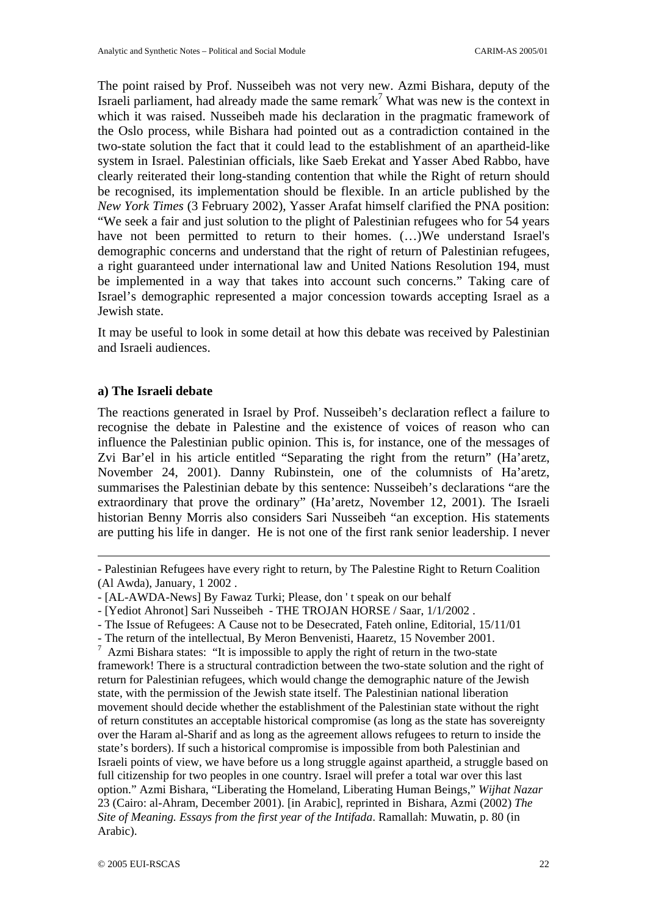The point raised by Prof. Nusseibeh was not very new. Azmi Bishara, deputy of the Israeli parliament, had already made the same remark[7] What was new is the context in which it was raised. Nusseibeh made his declaration in the pragmatic framework of the Oslo process, while Bishara had pointed out as a contradiction contained in the two-state solution the fact that it could lead to the establishment of an apartheid-like system in Israel. Palestinian officials, like Saeb Erekat and Yasser Abed Rabbo, have clearly reiterated their long-standing contention that while the Right of return should be recognised, its implementation should be flexible. In an article published by the *New York Times* (3 February 2002), Yasser Arafat himself clarified the PNA position: "We seek a fair and just solution to the plight of Palestinian refugees who for 54 years have not been permitted to return to their homes. (…)We understand Israel's demographic concerns and understand that the right of return of Palestinian refugees, a right guaranteed under international law and United Nations Resolution 194, must be implemented in a way that takes into account such concerns." Taking care of Israel's demographic represented a major concession towards accepting Israel as a Jewish state.

It may be useful to look in some detail at how this debate was received by Palestinian and Israeli audiences.

**a) The Israeli debate**

The reactions generated in Israel by Prof. Nusseibeh's declaration reflect a failure to recognise the debate in Palestine and the existence of voices of reason who can influence the Palestinian public opinion. This is, for instance, one of the messages of Zvi Bar'el in his article entitled "Separating the right from the return" (Ha'aretz, November 24, 2001). Danny Rubinstein, one of the columnists of Ha'aretz, summarises the Palestinian debate by this sentence: Nusseibeh's declarations "are the extraordinary that prove the ordinary" (Ha'aretz, November 12, 2001). The Israeli historian Benny Morris also considers Sari Nusseibeh "an exception. His statements are putting his life in danger. He is not one of the first rank senior leadership. I never

---

- Palestinian Refugees have every right to return, by The Palestine Right to Return Coalition (Al Awda), January, 1 2002 .
- [AL-AWDA-News] By Fawaz Turki; Please, don ' t speak on our behalf
- [Yediot Ahronot] Sari Nusseibeh - THE TROJAN HORSE / Saar, 1/1/2002 .
- The Issue of Refugees: A Cause not to be Desecrated, Fateh online, Editorial, 15/11/01
- The return of the intellectual, By Meron Benvenisti, Haaretz, 15 November 2001.

[7] Azmi Bishara states: "It is impossible to apply the right of return in the two-state framework! There is a structural contradiction between the two-state solution and the right of return for Palestinian refugees, which would change the demographic nature of the Jewish state, with the permission of the Jewish state itself. The Palestinian national liberation movement should decide whether the establishment of the Palestinian state without the right of return constitutes an acceptable historical compromise (as long as the state has sovereignty over the Haram al-Sharif and as long as the agreement allows refugees to return to inside the state's borders). If such a historical compromise is impossible from both Palestinian and Israeli points of view, we have before us a long struggle against apartheid, a struggle based on full citizenship for two peoples in one country. Israel will prefer a total war over this last option." Azmi Bishara, "Liberating the Homeland, Liberating Human Beings," *Wijhat Nazar* 23 (Cairo: al-Ahram, December 2001). [in Arabic], reprinted in Bishara, Azmi (2002) *The Site of Meaning. Essays from the first year of the Intifada*. Ramallah: Muwatin, p. 80 (in Arabic).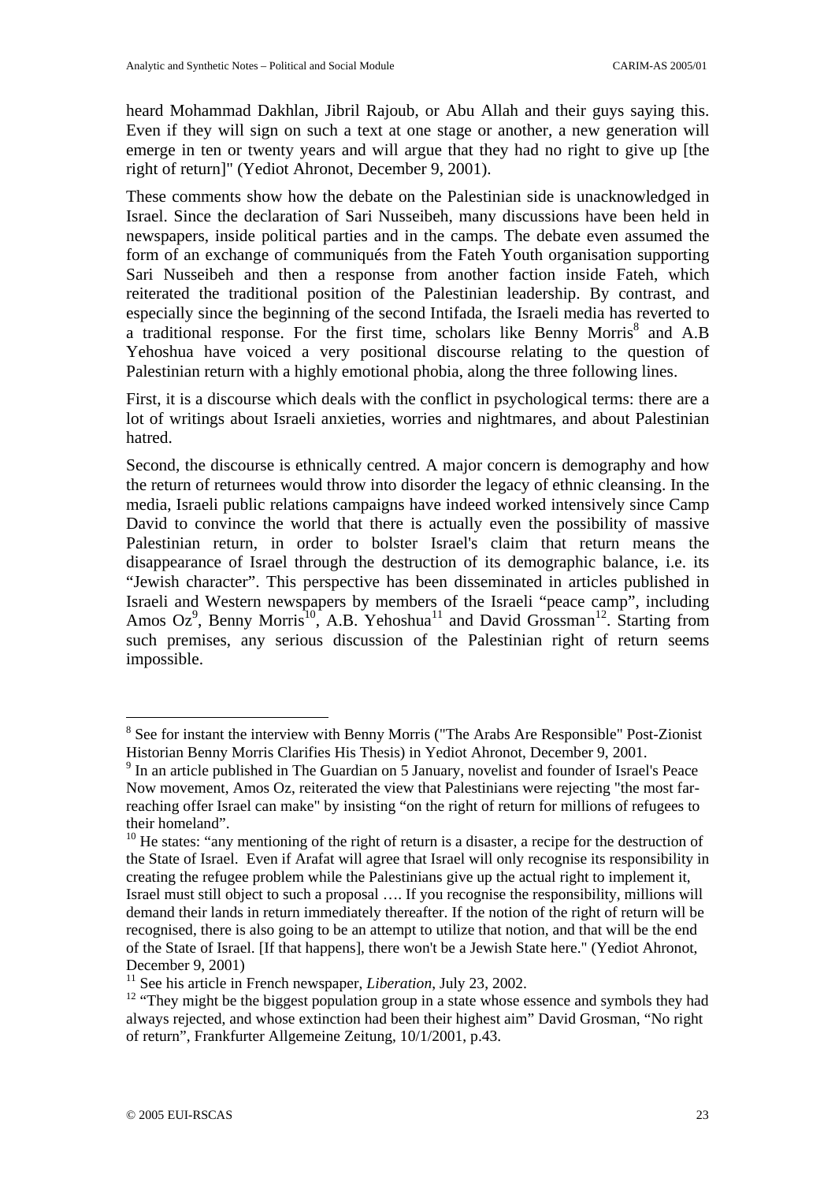heard Mohammad Dakhlan, Jibril Rajoub, or Abu Allah and their guys saying this. Even if they will sign on such a text at one stage or another, a new generation will emerge in ten or twenty years and will argue that they had no right to give up [the right of return]" (Yediot Ahronot, December 9, 2001).

These comments show how the debate on the Palestinian side is unacknowledged in Israel. Since the declaration of Sari Nusseibeh, many discussions have been held in newspapers, inside political parties and in the camps. The debate even assumed the form of an exchange of communiqués from the Fateh Youth organisation supporting Sari Nusseibeh and then a response from another faction inside Fateh, which reiterated the traditional position of the Palestinian leadership. By contrast, and especially since the beginning of the second Intifada, the Israeli media has reverted to a traditional response. For the first time, scholars like Benny Morris[8] and A.B Yehoshua have voiced a very positional discourse relating to the question of Palestinian return with a highly emotional phobia, along the three following lines.

First, it is a discourse which deals with the conflict in psychological terms: there are a lot of writings about Israeli anxieties, worries and nightmares, and about Palestinian hatred.

Second, the discourse is ethnically centred. A major concern is demography and how the return of returnees would throw into disorder the legacy of ethnic cleansing. In the media, Israeli public relations campaigns have indeed worked intensively since Camp David to convince the world that there is actually even the possibility of massive Palestinian return, in order to bolster Israel's claim that return means the disappearance of Israel through the destruction of its demographic balance, i.e. its "Jewish character". This perspective has been disseminated in articles published in Israeli and Western newspapers by members of the Israeli "peace camp", including Amos Oz[9], Benny Morris[10], A.B. Yehoshua[11] and David Grossman[12]. Starting from such premises, any serious discussion of the Palestinian right of return seems impossible.

---

[8] See for instant the interview with Benny Morris ("The Arabs Are Responsible" Post-Zionist Historian Benny Morris Clarifies His Thesis) in Yediot Ahronot, December 9, 2001.

[9] In an article published in The Guardian on 5 January, novelist and founder of Israel's Peace Now movement, Amos Oz, reiterated the view that Palestinians were rejecting "the most far-reaching offer Israel can make" by insisting "on the right of return for millions of refugees to their homeland".

[10] He states: "any mentioning of the right of return is a disaster, a recipe for the destruction of the State of Israel. Even if Arafat will agree that Israel will only recognise its responsibility in creating the refugee problem while the Palestinians give up the actual right to implement it, Israel must still object to such a proposal …. If you recognise the responsibility, millions will demand their lands in return immediately thereafter. If the notion of the right of return will be recognised, there is also going to be an attempt to utilize that notion, and that will be the end of the State of Israel. [If that happens], there won't be a Jewish State here." (Yediot Ahronot, December 9, 2001)

[11] See his article in French newspaper, *Liberation*, July 23, 2002.

[12] "They might be the biggest population group in a state whose essence and symbols they had always rejected, and whose extinction had been their highest aim" David Grosman, "No right of return", Frankfurter Allgemeine Zeitung, 10/1/2001, p.43.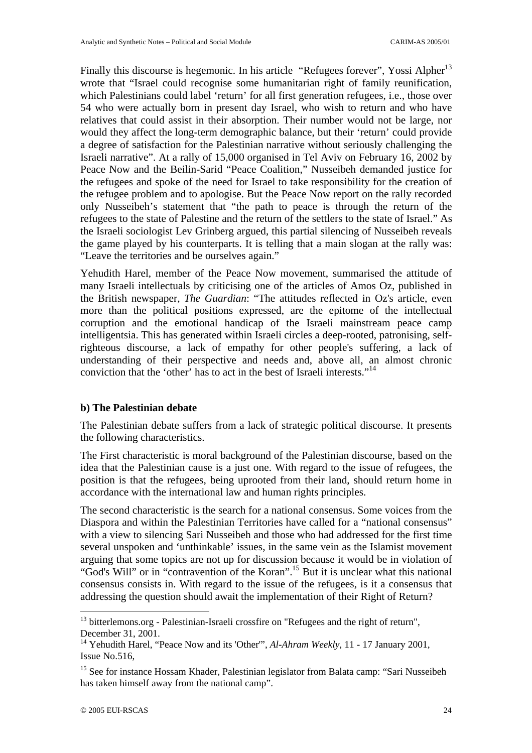Finally this discourse is hegemonic. In his article "Refugees forever", Yossi Alpher[13] wrote that "Israel could recognise some humanitarian right of family reunification, which Palestinians could label 'return' for all first generation refugees, i.e., those over 54 who were actually born in present day Israel, who wish to return and who have relatives that could assist in their absorption. Their number would not be large, nor would they affect the long-term demographic balance, but their 'return' could provide a degree of satisfaction for the Palestinian narrative without seriously challenging the Israeli narrative". At a rally of 15,000 organised in Tel Aviv on February 16, 2002 by Peace Now and the Beilin-Sarid "Peace Coalition," Nusseibeh demanded justice for the refugees and spoke of the need for Israel to take responsibility for the creation of the refugee problem and to apologise. But the Peace Now report on the rally recorded only Nusseibeh's statement that "the path to peace is through the return of the refugees to the state of Palestine and the return of the settlers to the state of Israel." As the Israeli sociologist Lev Grinberg argued, this partial silencing of Nusseibeh reveals the game played by his counterparts. It is telling that a main slogan at the rally was: "Leave the territories and be ourselves again."

Yehudith Harel, member of the Peace Now movement, summarised the attitude of many Israeli intellectuals by criticising one of the articles of Amos Oz, published in the British newspaper, *The Guardian*: "The attitudes reflected in Oz's article, even more than the political positions expressed, are the epitome of the intellectual corruption and the emotional handicap of the Israeli mainstream peace camp intelligentsia. This has generated within Israeli circles a deep-rooted, patronising, self-righteous discourse, a lack of empathy for other people's suffering, a lack of understanding of their perspective and needs and, above all, an almost chronic conviction that the 'other' has to act in the best of Israeli interests."[14]

### b) The Palestinian debate

The Palestinian debate suffers from a lack of strategic political discourse. It presents the following characteristics.

The First characteristic is moral background of the Palestinian discourse, based on the idea that the Palestinian cause is a just one. With regard to the issue of refugees, the position is that the refugees, being uprooted from their land, should return home in accordance with the international law and human rights principles.

The second characteristic is the search for a national consensus. Some voices from the Diaspora and within the Palestinian Territories have called for a "national consensus" with a view to silencing Sari Nusseibeh and those who had addressed for the first time several unspoken and 'unthinkable' issues, in the same vein as the Islamist movement arguing that some topics are not up for discussion because it would be in violation of "God's Will" or in "contravention of the Koran".[15] But it is unclear what this national consensus consists in. With regard to the issue of the refugees, is it a consensus that addressing the question should await the implementation of their Right of Return?

---

[13] bitterlemons.org - Palestinian-Israeli crossfire on "Refugees and the right of return", December 31, 2001.

[14] Yehudith Harel, "Peace Now and its 'Other'", *Al-Ahram Weekly*, 11 - 17 January 2001, Issue No.516,

[15] See for instance Hossam Khader, Palestinian legislator from Balata camp: "Sari Nusseibeh has taken himself away from the national camp".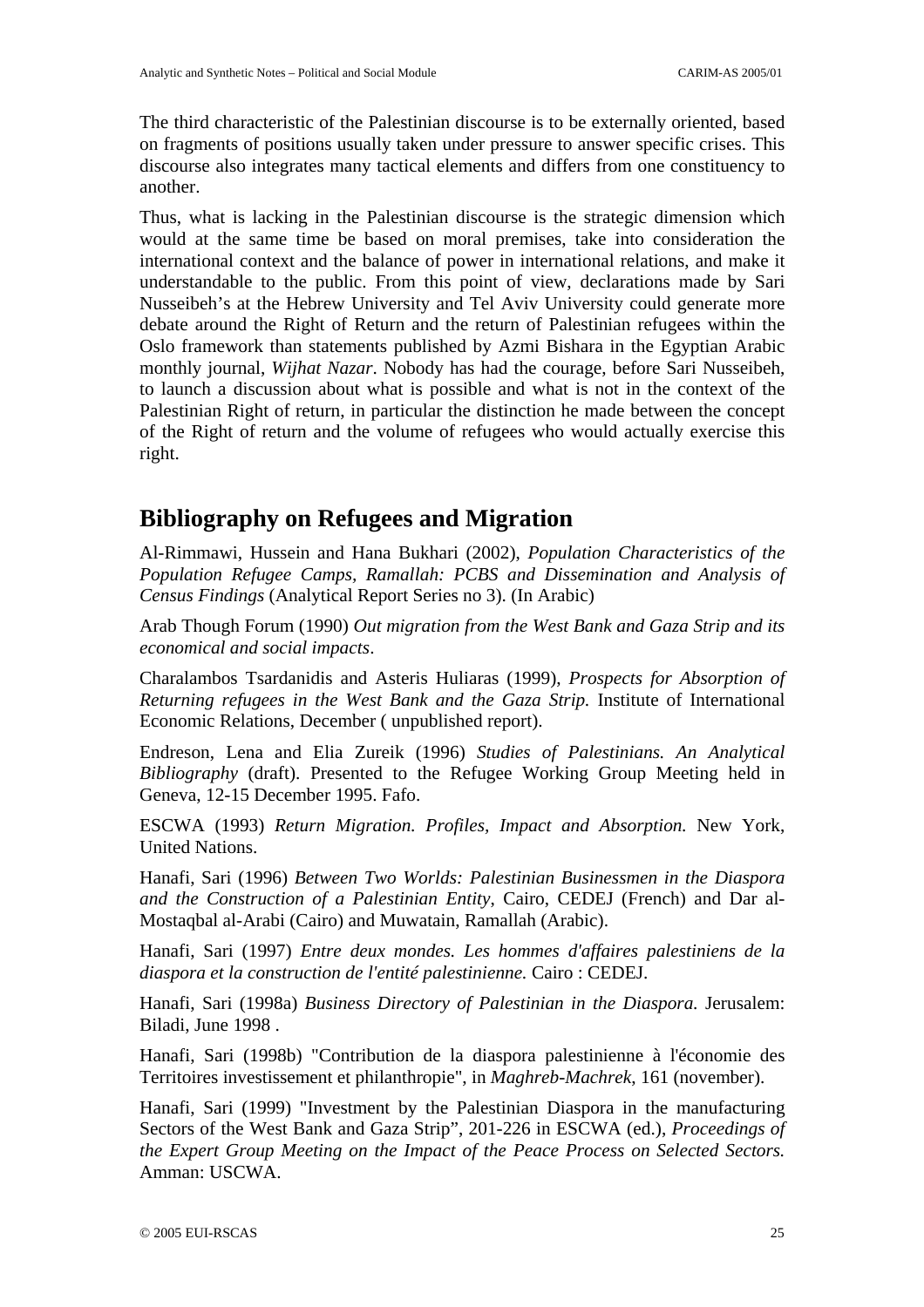The third characteristic of the Palestinian discourse is to be externally oriented, based on fragments of positions usually taken under pressure to answer specific crises. This discourse also integrates many tactical elements and differs from one constituency to another.

Thus, what is lacking in the Palestinian discourse is the strategic dimension which would at the same time be based on moral premises, take into consideration the international context and the balance of power in international relations, and make it understandable to the public. From this point of view, declarations made by Sari Nusseibeh's at the Hebrew University and Tel Aviv University could generate more debate around the Right of Return and the return of Palestinian refugees within the Oslo framework than statements published by Azmi Bishara in the Egyptian Arabic monthly journal, *Wijhat Nazar*. Nobody has had the courage, before Sari Nusseibeh, to launch a discussion about what is possible and what is not in the context of the Palestinian Right of return, in particular the distinction he made between the concept of the Right of return and the volume of refugees who would actually exercise this right.

## Bibliography on Refugees and Migration

Al-Rimmawi, Hussein and Hana Bukhari (2002), *Population Characteristics of the Population Refugee Camps, Ramallah: PCBS and Dissemination and Analysis of Census Findings* (Analytical Report Series no 3). (In Arabic)

Arab Though Forum (1990) *Out migration from the West Bank and Gaza Strip and its economical and social impacts*.

Charalambos Tsardanidis and Asteris Huliaras (1999), *Prospects for Absorption of Returning refugees in the West Bank and the Gaza Strip.* Institute of International Economic Relations, December ( unpublished report).

Endreson, Lena and Elia Zureik (1996) *Studies of Palestinians. An Analytical Bibliography* (draft). Presented to the Refugee Working Group Meeting held in Geneva, 12-15 December 1995. Fafo.

ESCWA (1993) *Return Migration. Profiles, Impact and Absorption.* New York, United Nations.

Hanafi, Sari (1996) *Between Two Worlds: Palestinian Businessmen in the Diaspora and the Construction of a Palestinian Entity*, Cairo, CEDEJ (French) and Dar al-Mostaqbal al-Arabi (Cairo) and Muwatain, Ramallah (Arabic).

Hanafi, Sari (1997) *Entre deux mondes. Les hommes d'affaires palestiniens de la diaspora et la construction de l'entité palestinienne.* Cairo : CEDEJ.

Hanafi, Sari (1998a) *Business Directory of Palestinian in the Diaspora.* Jerusalem: Biladi, June 1998 .

Hanafi, Sari (1998b) "Contribution de la diaspora palestinienne à l'économie des Territoires investissement et philanthropie", in *Maghreb-Machrek*, 161 (november).

Hanafi, Sari (1999) "Investment by the Palestinian Diaspora in the manufacturing Sectors of the West Bank and Gaza Strip", 201-226 in ESCWA (ed.), *Proceedings of the Expert Group Meeting on the Impact of the Peace Process on Selected Sectors.* Amman: USCWA.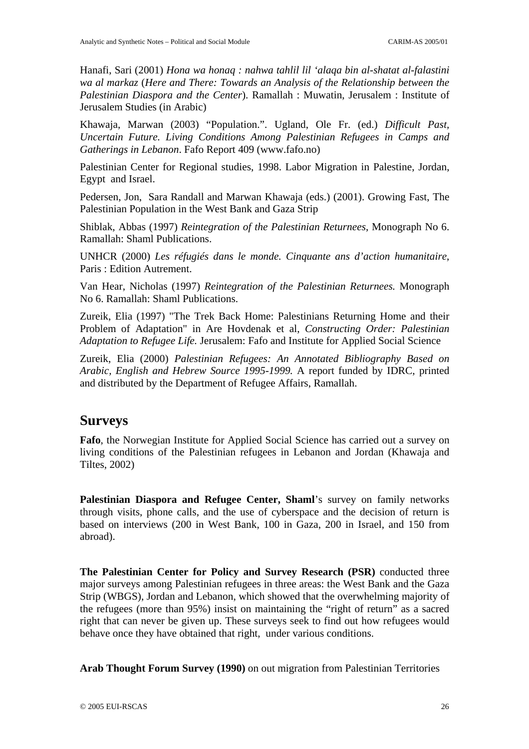Hanafi, Sari (2001) *Hona wa honaq : nahwa tahlil lil 'alaqa bin al-shatat al-falastini wa al markaz* (*Here and There: Towards an Analysis of the Relationship between the Palestinian Diaspora and the Center*). Ramallah : Muwatin, Jerusalem : Institute of Jerusalem Studies (in Arabic)

Khawaja, Marwan (2003) "Population.". Ugland, Ole Fr. (ed.) *Difficult Past, Uncertain Future. Living Conditions Among Palestinian Refugees in Camps and Gatherings in Lebanon*. Fafo Report 409 (www.fafo.no)

Palestinian Center for Regional studies, 1998. Labor Migration in Palestine, Jordan, Egypt and Israel.

Pedersen, Jon, Sara Randall and Marwan Khawaja (eds.) (2001). Growing Fast, The Palestinian Population in the West Bank and Gaza Strip

Shiblak, Abbas (1997) *Reintegration of the Palestinian Returnees*, Monograph No 6. Ramallah: Shaml Publications.

UNHCR (2000) *Les réfugiés dans le monde. Cinquante ans d'action humanitaire*, Paris : Edition Autrement.

Van Hear, Nicholas (1997) *Reintegration of the Palestinian Returnees.* Monograph No 6. Ramallah: Shaml Publications.

Zureik, Elia (1997) "The Trek Back Home: Palestinians Returning Home and their Problem of Adaptation" in Are Hovdenak et al, *Constructing Order: Palestinian Adaptation to Refugee Life.* Jerusalem: Fafo and Institute for Applied Social Science

Zureik, Elia (2000) *Palestinian Refugees: An Annotated Bibliography Based on Arabic, English and Hebrew Source 1995-1999.* A report funded by IDRC, printed and distributed by the Department of Refugee Affairs, Ramallah.

## Surveys

**Fafo**, the Norwegian Institute for Applied Social Science has carried out a survey on living conditions of the Palestinian refugees in Lebanon and Jordan (Khawaja and Tiltes, 2002)

**Palestinian Diaspora and Refugee Center, Shaml**'s survey on family networks through visits, phone calls, and the use of cyberspace and the decision of return is based on interviews (200 in West Bank, 100 in Gaza, 200 in Israel, and 150 from abroad).

**The Palestinian Center for Policy and Survey Research (PSR)** conducted three major surveys among Palestinian refugees in three areas: the West Bank and the Gaza Strip (WBGS), Jordan and Lebanon, which showed that the overwhelming majority of the refugees (more than 95%) insist on maintaining the "right of return" as a sacred right that can never be given up. These surveys seek to find out how refugees would behave once they have obtained that right, under various conditions.

**Arab Thought Forum Survey (1990)** on out migration from Palestinian Territories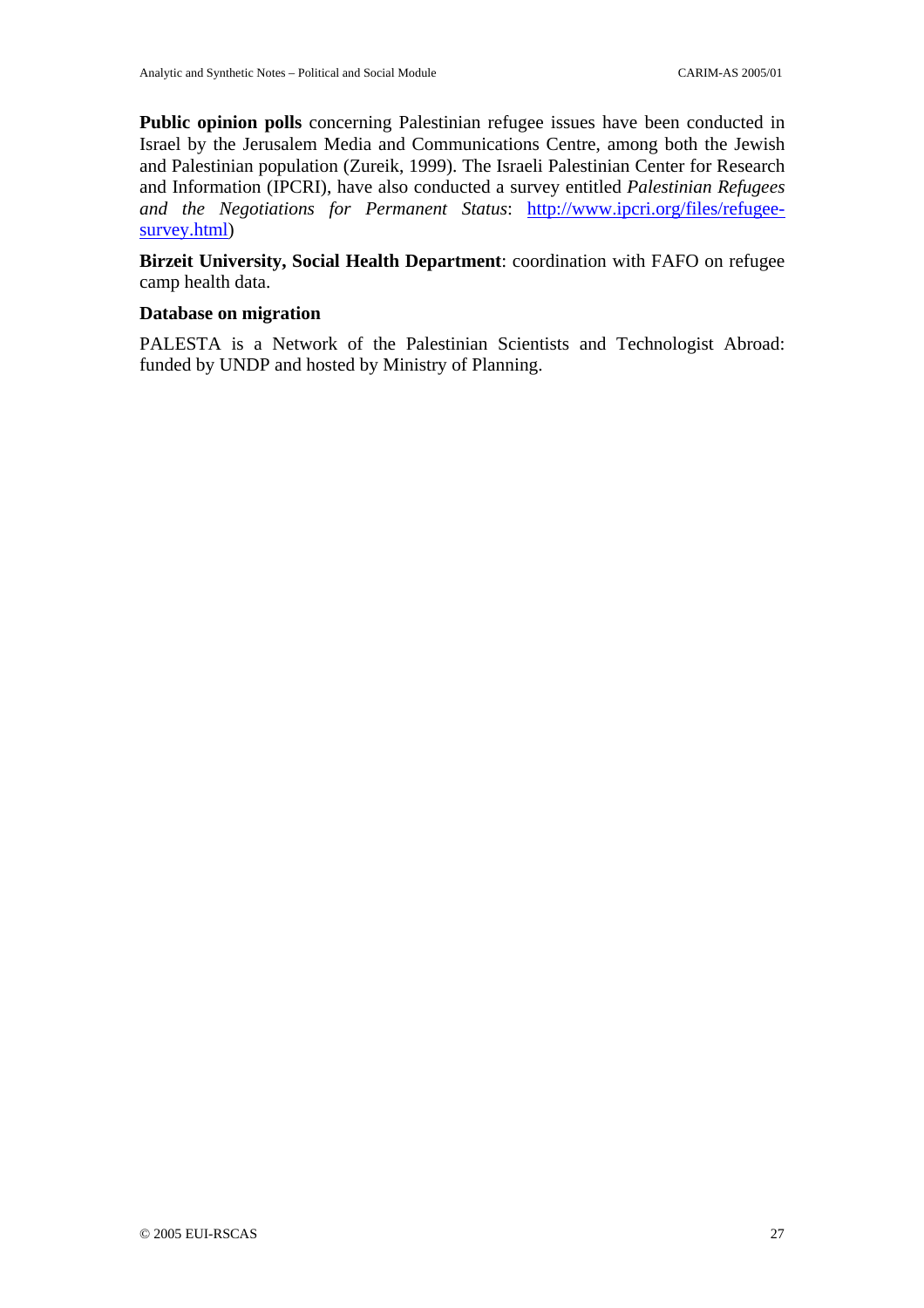**Public opinion polls** concerning Palestinian refugee issues have been conducted in Israel by the Jerusalem Media and Communications Centre, among both the Jewish and Palestinian population (Zureik, 1999). The Israeli Palestinian Center for Research and Information (IPCRI), have also conducted a survey entitled *Palestinian Refugees and the Negotiations for Permanent Status*: [http://www.ipcri.org/files/refugee-survey.html](http://www.ipcri.org/files/refugee-survey.html))

**Birzeit University, Social Health Department**: coordination with FAFO on refugee camp health data.

**Database on migration**

PALESTA is a Network of the Palestinian Scientists and Technologist Abroad: funded by UNDP and hosted by Ministry of Planning.